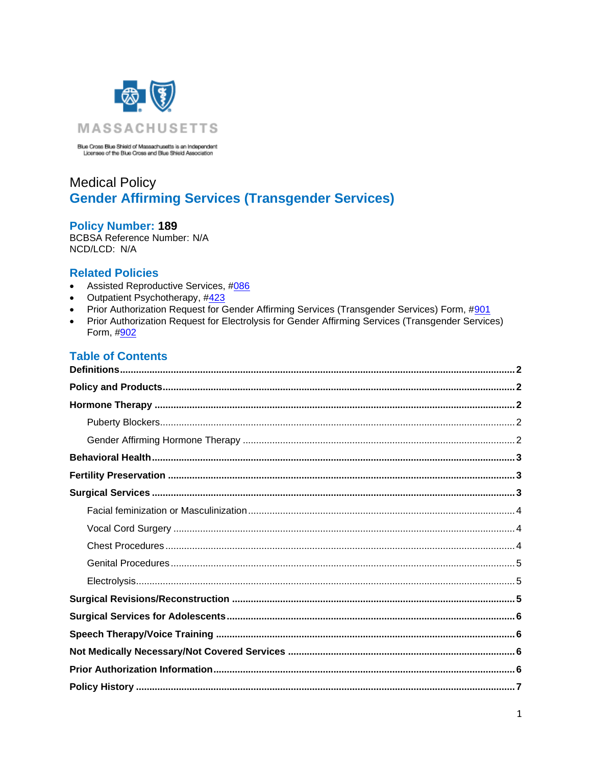MASSACHUSETTS

Blue Cross Blue Shield of Massachusetts is an Independent Licensee of the Blue Cross and Blue Shield Association

# Medical Policy

# Gender Affirming Services (Transgender Services)

**Policy Number: 189**

BCBSA Reference Number: N/A

NCD/LCD: N/A

## Related Policies

- Assisted Reproductive Services, #086
- Outpatient Psychotherapy, #423
- Prior Authorization Request for Gender Affirming Services (Transgender Services) Form, #901
- Prior Authorization Request for Electrolysis for Gender Affirming Services (Transgender Services) Form, #902

## Table of Contents

**Definitions** .......... 2

**Policy and Products** .......... 2

**Hormone Therapy** .......... 2

- Puberty Blockers .......... 2
- Gender Affirming Hormone Therapy .......... 2

**Behavioral Health** .......... 3

**Fertility Preservation** .......... 3

**Surgical Services** .......... 3

- Facial feminization or Masculinization .......... 4
- Vocal Cord Surgery .......... 4
- Chest Procedures .......... 4
- Genital Procedures .......... 5
- Electrolysis .......... 5

**Surgical Revisions/Reconstruction** .......... 5

**Surgical Services for Adolescents** .......... 6

**Speech Therapy/Voice Training** .......... 6

**Not Medically Necessary/Not Covered Services** .......... 6

**Prior Authorization Information** .......... 6

**Policy History** .......... 7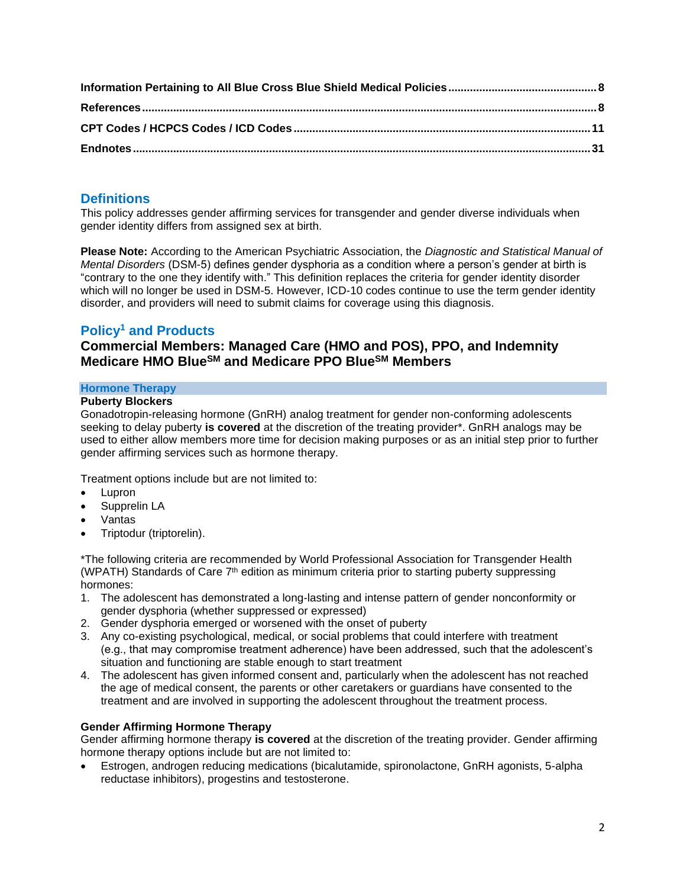| | |
|---|---|
| **Information Pertaining to All Blue Cross Blue Shield Medical Policies** | **8** |
| **References** | **8** |
| **CPT Codes / HCPCS Codes / ICD Codes** | **11** |
| **Endnotes** | **31** |

## Definitions

This policy addresses gender affirming services for transgender and gender diverse individuals when gender identity differs from assigned sex at birth.

**Please Note:** According to the American Psychiatric Association, the *Diagnostic and Statistical Manual of Mental Disorders* (DSM-5) defines gender dysphoria as a condition where a person's gender at birth is "contrary to the one they identify with." This definition replaces the criteria for gender identity disorder which will no longer be used in DSM-5. However, ICD-10 codes continue to use the term gender identity disorder, and providers will need to submit claims for coverage using this diagnosis.

## Policy[1] and Products

### Commercial Members: Managed Care (HMO and POS), PPO, and Indemnity Medicare HMO Blue℠ and Medicare PPO Blue℠ Members

#### Hormone Therapy

**Puberty Blockers**

Gonadotropin-releasing hormone (GnRH) analog treatment for gender non-conforming adolescents seeking to delay puberty **is covered** at the discretion of the treating provider*. GnRH analogs may be used to either allow members more time for decision making purposes or as an initial step prior to further gender affirming services such as hormone therapy.

Treatment options include but are not limited to:

- Lupron
- Supprelin LA
- Vantas
- Triptodur (triptorelin).

*The following criteria are recommended by World Professional Association for Transgender Health (WPATH) Standards of Care 7th edition as minimum criteria prior to starting puberty suppressing hormones:

1. The adolescent has demonstrated a long-lasting and intense pattern of gender nonconformity or gender dysphoria (whether suppressed or expressed)
2. Gender dysphoria emerged or worsened with the onset of puberty
3. Any co-existing psychological, medical, or social problems that could interfere with treatment (e.g., that may compromise treatment adherence) have been addressed, such that the adolescent's situation and functioning are stable enough to start treatment
4. The adolescent has given informed consent and, particularly when the adolescent has not reached the age of medical consent, the parents or other caretakers or guardians have consented to the treatment and are involved in supporting the adolescent throughout the treatment process.

**Gender Affirming Hormone Therapy**

Gender affirming hormone therapy **is covered** at the discretion of the treating provider. Gender affirming hormone therapy options include but are not limited to:

- Estrogen, androgen reducing medications (bicalutamide, spironolactone, GnRH agonists, 5-alpha reductase inhibitors), progestins and testosterone.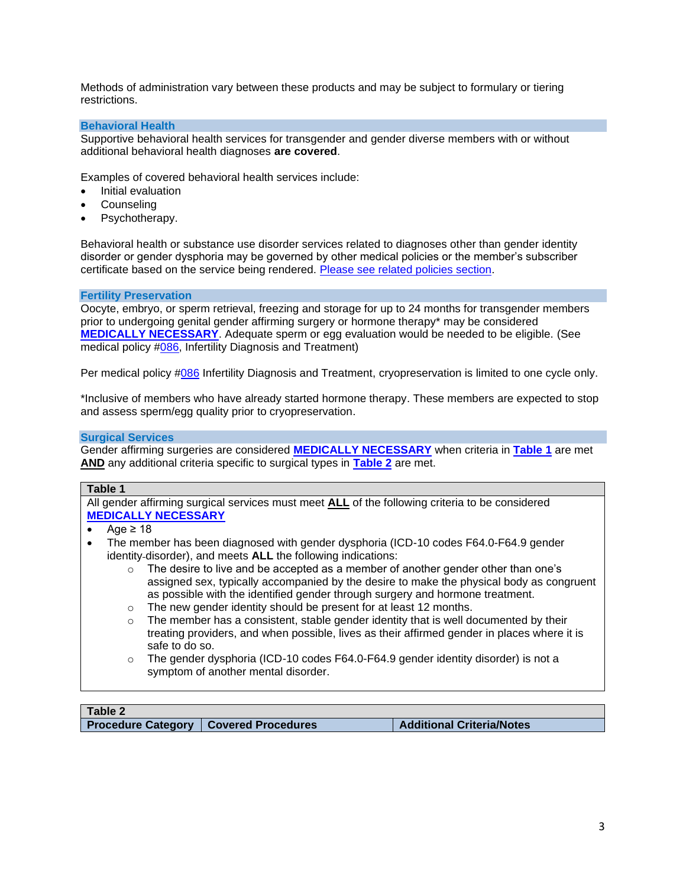Methods of administration vary between these products and may be subject to formulary or tiering restrictions.

## Behavioral Health

Supportive behavioral health services for transgender and gender diverse members with or without additional behavioral health diagnoses **are covered**.

Examples of covered behavioral health services include:

- Initial evaluation
- Counseling
- Psychotherapy.

Behavioral health or substance use disorder services related to diagnoses other than gender identity disorder or gender dysphoria may be governed by other medical policies or the member's subscriber certificate based on the service being rendered. Please see related policies section.

## Fertility Preservation

Oocyte, embryo, or sperm retrieval, freezing and storage for up to 24 months for transgender members prior to undergoing genital gender affirming surgery or hormone therapy* may be considered **MEDICALLY NECESSARY**. Adequate sperm or egg evaluation would be needed to be eligible. (See medical policy #086, Infertility Diagnosis and Treatment)

Per medical policy #086 Infertility Diagnosis and Treatment, cryopreservation is limited to one cycle only.

*Inclusive of members who have already started hormone therapy. These members are expected to stop and assess sperm/egg quality prior to cryopreservation.

## Surgical Services

Gender affirming surgeries are considered **MEDICALLY NECESSARY** when criteria in **Table 1** are met **AND** any additional criteria specific to surgical types in **Table 2** are met.

| Table 1 |
|---|
| All gender affirming surgical services must meet **ALL** of the following criteria to be considered **MEDICALLY NECESSARY**<br>• Age ≥ 18<br>• The member has been diagnosed with gender dysphoria (ICD-10 codes F64.0-F64.9 gender identity-disorder), and meets **ALL** the following indications:<br>&nbsp;&nbsp;○ The desire to live and be accepted as a member of another gender other than one's assigned sex, typically accompanied by the desire to make the physical body as congruent as possible with the identified gender through surgery and hormone treatment.<br>&nbsp;&nbsp;○ The new gender identity should be present for at least 12 months.<br>&nbsp;&nbsp;○ The member has a consistent, stable gender identity that is well documented by their treating providers, and when possible, lives as their affirmed gender in places where it is safe to do so.<br>&nbsp;&nbsp;○ The gender dysphoria (ICD-10 codes F64.0-F64.9 gender identity disorder) is not a symptom of another mental disorder. |

| Table 2 | | |
|---|---|---|
| **Procedure Category** | **Covered Procedures** | **Additional Criteria/Notes** |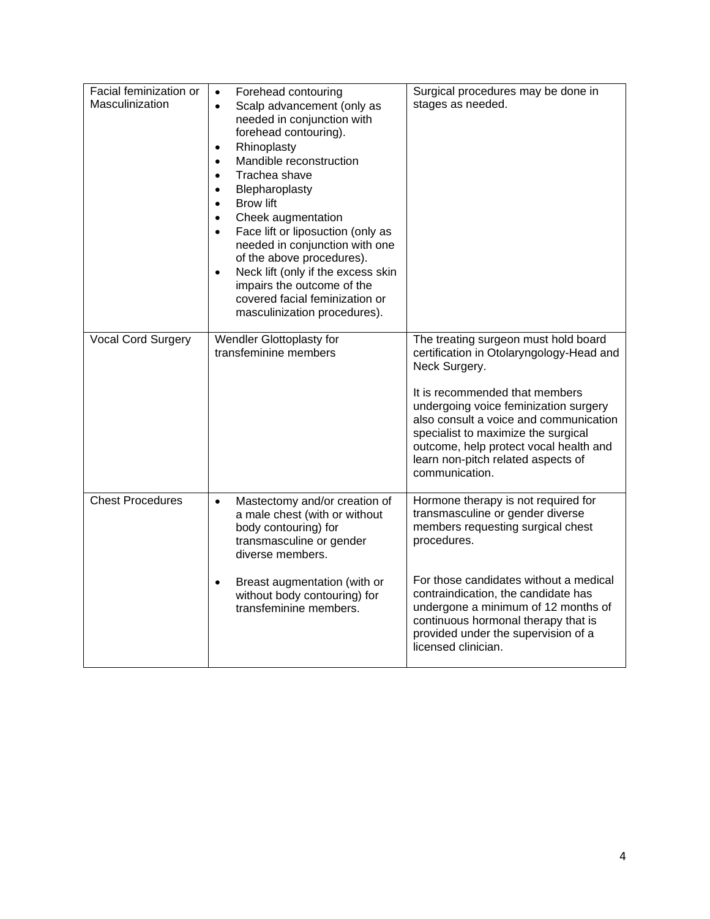| | | |
|---|---|---|
| Facial feminization or Masculinization | • Forehead contouring<br>• Scalp advancement (only as needed in conjunction with forehead contouring).<br>• Rhinoplasty<br>• Mandible reconstruction<br>• Trachea shave<br>• Blepharoplasty<br>• Brow lift<br>• Cheek augmentation<br>• Face lift or liposuction (only as needed in conjunction with one of the above procedures).<br>• Neck lift (only if the excess skin impairs the outcome of the covered facial feminization or masculinization procedures). | Surgical procedures may be done in stages as needed. |
| Vocal Cord Surgery | Wendler Glottoplasty for transfeminine members | The treating surgeon must hold board certification in Otolaryngology-Head and Neck Surgery.<br><br>It is recommended that members undergoing voice feminization surgery also consult a voice and communication specialist to maximize the surgical outcome, help protect vocal health and learn non-pitch related aspects of communication. |
| Chest Procedures | • Mastectomy and/or creation of a male chest (with or without body contouring) for transmasculine or gender diverse members.<br><br>• Breast augmentation (with or without body contouring) for transfeminine members. | Hormone therapy is not required for transmasculine or gender diverse members requesting surgical chest procedures.<br><br>For those candidates without a medical contraindication, the candidate has undergone a minimum of 12 months of continuous hormonal therapy that is provided under the supervision of a licensed clinician. |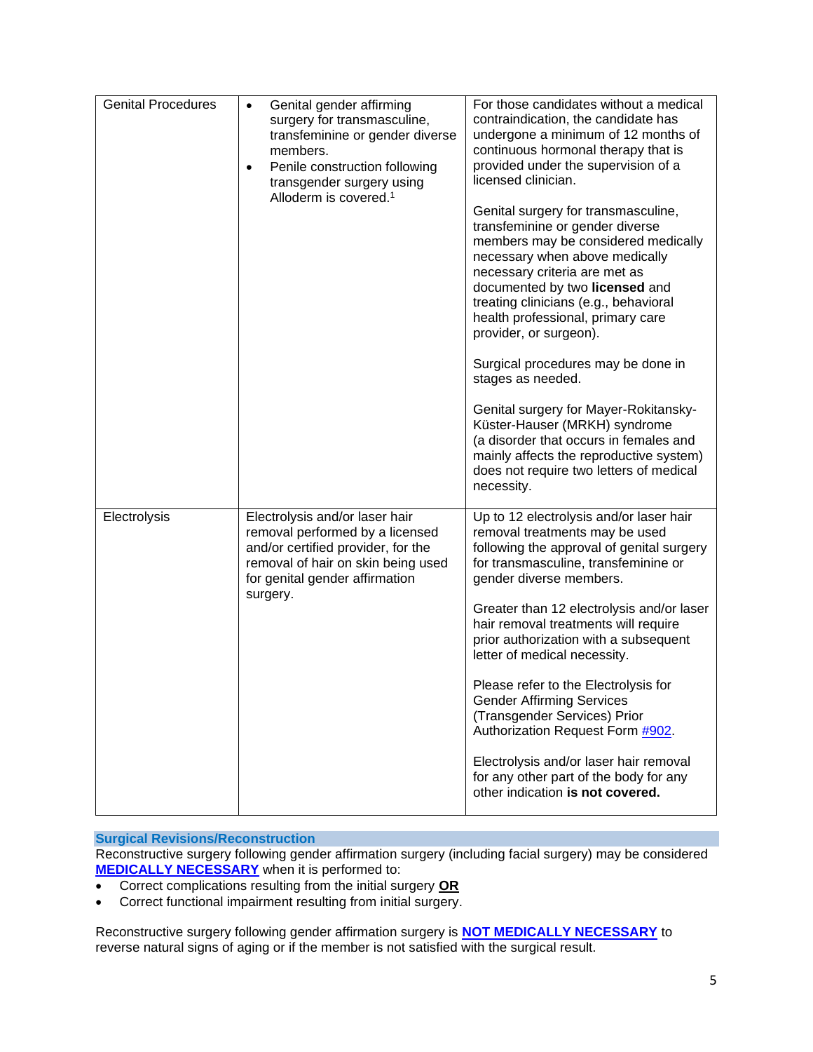| | | |
|---|---|---|
| Genital Procedures | • Genital gender affirming surgery for transmasculine, transfeminine or gender diverse members.<br>• Penile construction following transgender surgery using Alloderm is covered.[1] | For those candidates without a medical contraindication, the candidate has undergone a minimum of 12 months of continuous hormonal therapy that is provided under the supervision of a licensed clinician.<br><br>Genital surgery for transmasculine, transfeminine or gender diverse members may be considered medically necessary when above medically necessary criteria are met as documented by two **licensed** and treating clinicians (e.g., behavioral health professional, primary care provider, or surgeon).<br><br>Surgical procedures may be done in stages as needed.<br><br>Genital surgery for Mayer-Rokitansky-Küster-Hauser (MRKH) syndrome (a disorder that occurs in females and mainly affects the reproductive system) does not require two letters of medical necessity. |
| Electrolysis | Electrolysis and/or laser hair removal performed by a licensed and/or certified provider, for the removal of hair on skin being used for genital gender affirmation surgery. | Up to 12 electrolysis and/or laser hair removal treatments may be used following the approval of genital surgery for transmasculine, transfeminine or gender diverse members.<br><br>Greater than 12 electrolysis and/or laser hair removal treatments will require prior authorization with a subsequent letter of medical necessity.<br><br>Please refer to the Electrolysis for Gender Affirming Services (Transgender Services) Prior Authorization Request Form #902.<br><br>Electrolysis and/or laser hair removal for any other part of the body for any other indication **is not covered.** |

## Surgical Revisions/Reconstruction

Reconstructive surgery following gender affirmation surgery (including facial surgery) may be considered **MEDICALLY NECESSARY** when it is performed to:

- Correct complications resulting from the initial surgery **OR**
- Correct functional impairment resulting from initial surgery.

Reconstructive surgery following gender affirmation surgery is **NOT MEDICALLY NECESSARY** to reverse natural signs of aging or if the member is not satisfied with the surgical result.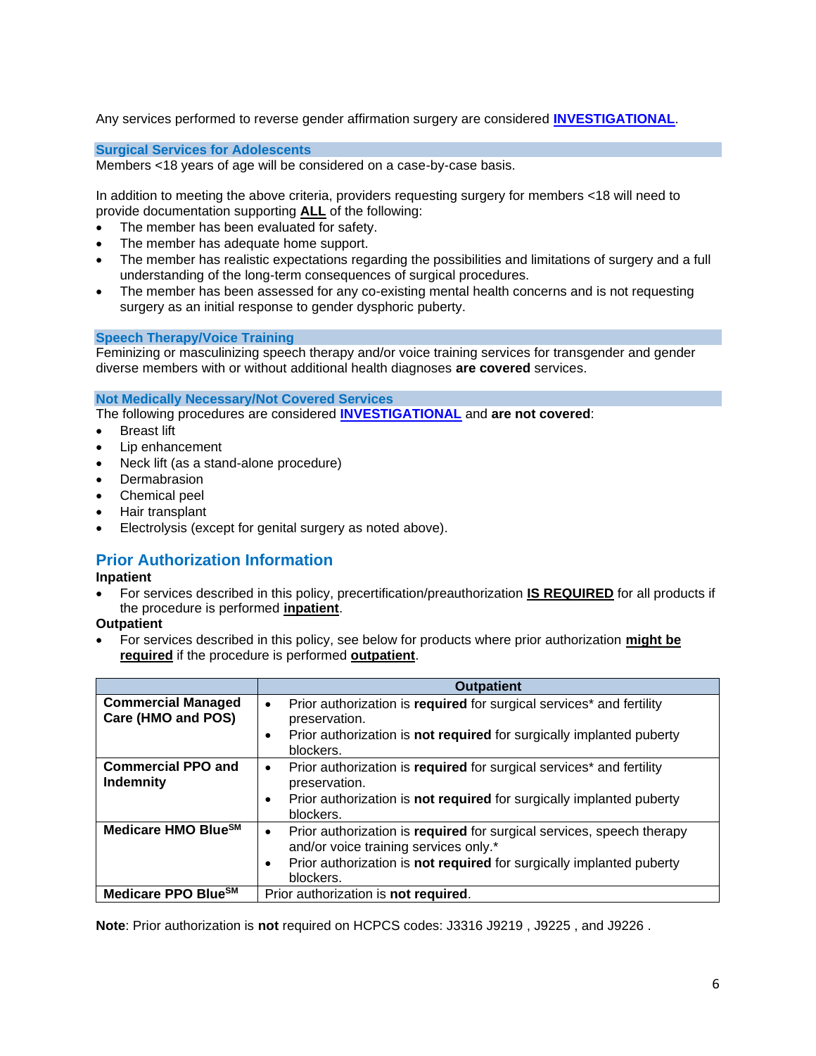Any services performed to reverse gender affirmation surgery are considered **INVESTIGATIONAL**.

### Surgical Services for Adolescents

Members <18 years of age will be considered on a case-by-case basis.

In addition to meeting the above criteria, providers requesting surgery for members <18 will need to provide documentation supporting **ALL** of the following:

- The member has been evaluated for safety.
- The member has adequate home support.
- The member has realistic expectations regarding the possibilities and limitations of surgery and a full understanding of the long-term consequences of surgical procedures.
- The member has been assessed for any co-existing mental health concerns and is not requesting surgery as an initial response to gender dysphoric puberty.

### Speech Therapy/Voice Training

Feminizing or masculinizing speech therapy and/or voice training services for transgender and gender diverse members with or without additional health diagnoses **are covered** services.

### Not Medically Necessary/Not Covered Services

The following procedures are considered **INVESTIGATIONAL** and **are not covered**:

- Breast lift
- Lip enhancement
- Neck lift (as a stand-alone procedure)
- Dermabrasion
- Chemical peel
- Hair transplant
- Electrolysis (except for genital surgery as noted above).

## Prior Authorization Information

**Inpatient**

- For services described in this policy, precertification/preauthorization **IS REQUIRED** for all products if the procedure is performed **inpatient**.

**Outpatient**

- For services described in this policy, see below for products where prior authorization **might be required** if the procedure is performed **outpatient**.

| | Outpatient |
|---|---|
| **Commercial Managed Care (HMO and POS)** | • Prior authorization is **required** for surgical services* and fertility preservation. • Prior authorization is **not required** for surgically implanted puberty blockers. |
| **Commercial PPO and Indemnity** | • Prior authorization is **required** for surgical services* and fertility preservation. • Prior authorization is **not required** for surgically implanted puberty blockers. |
| **Medicare HMO Blue[SM]** | • Prior authorization is **required** for surgical services, speech therapy and/or voice training services only.* • Prior authorization is **not required** for surgically implanted puberty blockers. |
| **Medicare PPO Blue[SM]** | Prior authorization is **not required**. |

**Note**: Prior authorization is **not** required on HCPCS codes: J3316 J9219 , J9225 , and J9226 .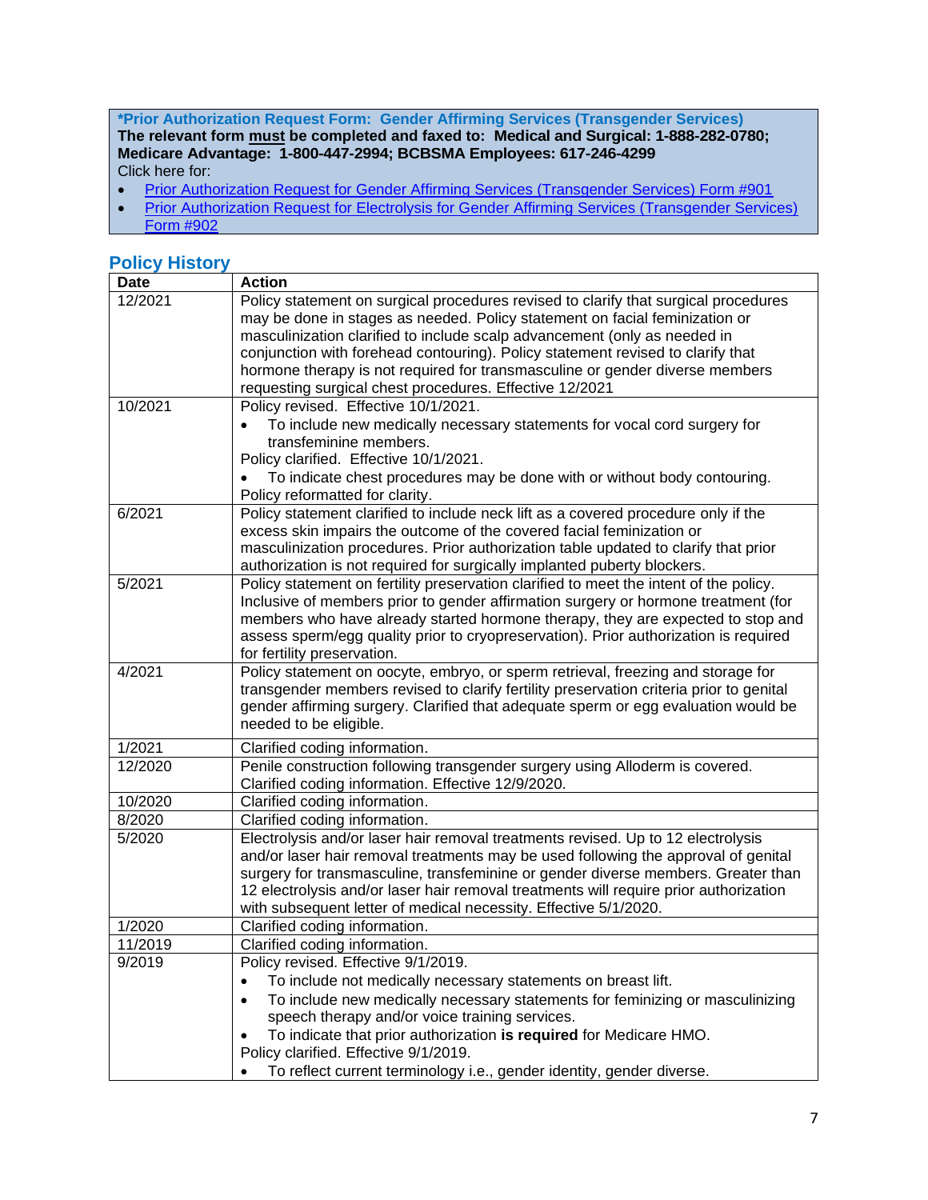**\*Prior Authorization Request Form: Gender Affirming Services (Transgender Services)**
**The relevant form must be completed and faxed to: Medical and Surgical: 1-888-282-0780; Medicare Advantage: 1-800-447-2994; BCBSMA Employees: 617-246-4299**
Click here for:

- Prior Authorization Request for Gender Affirming Services (Transgender Services) Form #901
- Prior Authorization Request for Electrolysis for Gender Affirming Services (Transgender Services) Form #902

## Policy History

| Date | Action |
|---|---|
| 12/2021 | Policy statement on surgical procedures revised to clarify that surgical procedures may be done in stages as needed. Policy statement on facial feminization or masculinization clarified to include scalp advancement (only as needed in conjunction with forehead contouring). Policy statement revised to clarify that hormone therapy is not required for transmasculine or gender diverse members requesting surgical chest procedures. Effective 12/2021 |
| 10/2021 | Policy revised. Effective 10/1/2021.<br>• To include new medically necessary statements for vocal cord surgery for transfeminine members.<br>Policy clarified. Effective 10/1/2021.<br>• To indicate chest procedures may be done with or without body contouring.<br>Policy reformatted for clarity. |
| 6/2021 | Policy statement clarified to include neck lift as a covered procedure only if the excess skin impairs the outcome of the covered facial feminization or masculinization procedures. Prior authorization table updated to clarify that prior authorization is not required for surgically implanted puberty blockers. |
| 5/2021 | Policy statement on fertility preservation clarified to meet the intent of the policy. Inclusive of members prior to gender affirmation surgery or hormone treatment (for members who have already started hormone therapy, they are expected to stop and assess sperm/egg quality prior to cryopreservation). Prior authorization is required for fertility preservation. |
| 4/2021 | Policy statement on oocyte, embryo, or sperm retrieval, freezing and storage for transgender members revised to clarify fertility preservation criteria prior to genital gender affirming surgery. Clarified that adequate sperm or egg evaluation would be needed to be eligible. |
| 1/2021 | Clarified coding information. |
| 12/2020 | Penile construction following transgender surgery using Alloderm is covered. Clarified coding information. Effective 12/9/2020. |
| 10/2020 | Clarified coding information. |
| 8/2020 | Clarified coding information. |
| 5/2020 | Electrolysis and/or laser hair removal treatments revised. Up to 12 electrolysis and/or laser hair removal treatments may be used following the approval of genital surgery for transmasculine, transfeminine or gender diverse members. Greater than 12 electrolysis and/or laser hair removal treatments will require prior authorization with subsequent letter of medical necessity. Effective 5/1/2020. |
| 1/2020 | Clarified coding information. |
| 11/2019 | Clarified coding information. |
| 9/2019 | Policy revised. Effective 9/1/2019.<br>• To include not medically necessary statements on breast lift.<br>• To include new medically necessary statements for feminizing or masculinizing speech therapy and/or voice training services.<br>• To indicate that prior authorization **is required** for Medicare HMO.<br>Policy clarified. Effective 9/1/2019.<br>• To reflect current terminology i.e., gender identity, gender diverse. |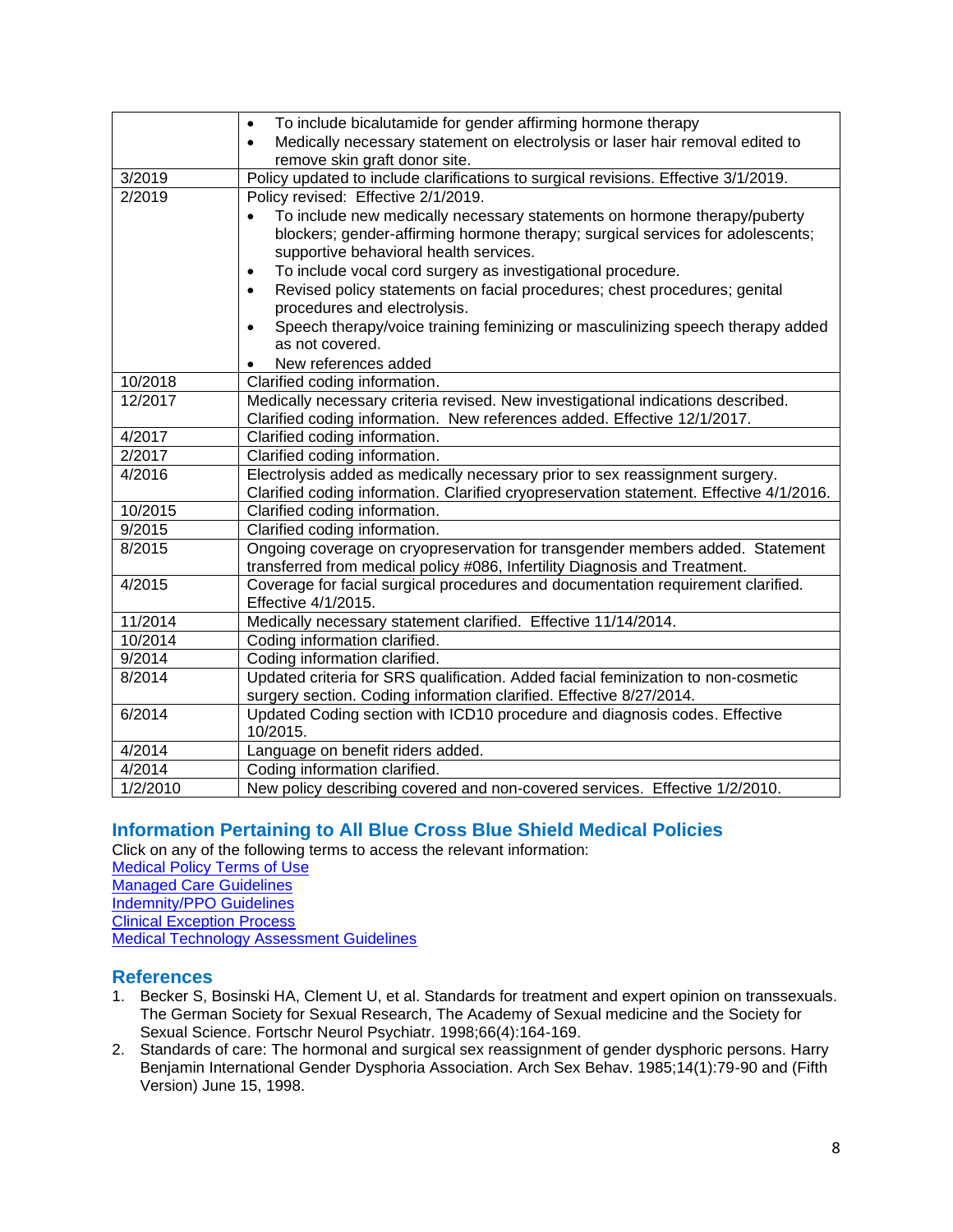| | |
|---|---|
| | • To include bicalutamide for gender affirming hormone therapy<br>• Medically necessary statement on electrolysis or laser hair removal edited to remove skin graft donor site. |
| 3/2019 | Policy updated to include clarifications to surgical revisions. Effective 3/1/2019. |
| 2/2019 | Policy revised: Effective 2/1/2019.<br>• To include new medically necessary statements on hormone therapy/puberty blockers; gender-affirming hormone therapy; surgical services for adolescents; supportive behavioral health services.<br>• To include vocal cord surgery as investigational procedure.<br>• Revised policy statements on facial procedures; chest procedures; genital procedures and electrolysis.<br>• Speech therapy/voice training feminizing or masculinizing speech therapy added as not covered.<br>• New references added |
| 10/2018 | Clarified coding information. |
| 12/2017 | Medically necessary criteria revised. New investigational indications described. Clarified coding information. New references added. Effective 12/1/2017. |
| 4/2017 | Clarified coding information. |
| 2/2017 | Clarified coding information. |
| 4/2016 | Electrolysis added as medically necessary prior to sex reassignment surgery. Clarified coding information. Clarified cryopreservation statement. Effective 4/1/2016. |
| 10/2015 | Clarified coding information. |
| 9/2015 | Clarified coding information. |
| 8/2015 | Ongoing coverage on cryopreservation for transgender members added. Statement transferred from medical policy #086, Infertility Diagnosis and Treatment. |
| 4/2015 | Coverage for facial surgical procedures and documentation requirement clarified. Effective 4/1/2015. |
| 11/2014 | Medically necessary statement clarified. Effective 11/14/2014. |
| 10/2014 | Coding information clarified. |
| 9/2014 | Coding information clarified. |
| 8/2014 | Updated criteria for SRS qualification. Added facial feminization to non-cosmetic surgery section. Coding information clarified. Effective 8/27/2014. |
| 6/2014 | Updated Coding section with ICD10 procedure and diagnosis codes. Effective 10/2015. |
| 4/2014 | Language on benefit riders added. |
| 4/2014 | Coding information clarified. |
| 1/2/2010 | New policy describing covered and non-covered services. Effective 1/2/2010. |

## Information Pertaining to All Blue Cross Blue Shield Medical Policies

Click on any of the following terms to access the relevant information:
Medical Policy Terms of Use
Managed Care Guidelines
Indemnity/PPO Guidelines
Clinical Exception Process
Medical Technology Assessment Guidelines

## References

1. Becker S, Bosinski HA, Clement U, et al. Standards for treatment and expert opinion on transsexuals. The German Society for Sexual Research, The Academy of Sexual medicine and the Society for Sexual Science. Fortschr Neurol Psychiatr. 1998;66(4):164-169.
2. Standards of care: The hormonal and surgical sex reassignment of gender dysphoric persons. Harry Benjamin International Gender Dysphoria Association. Arch Sex Behav. 1985;14(1):79-90 and (Fifth Version) June 15, 1998.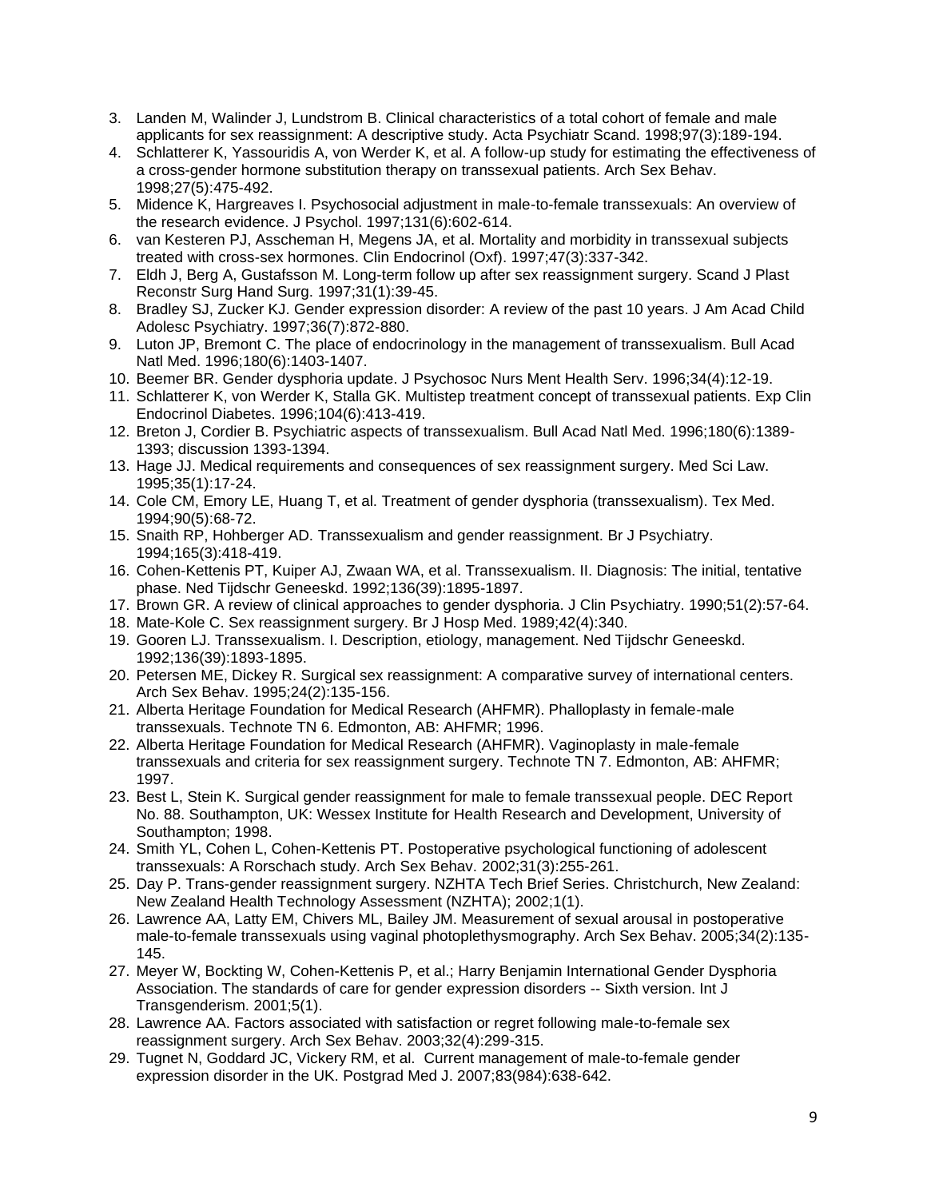3. Landen M, Walinder J, Lundstrom B. Clinical characteristics of a total cohort of female and male applicants for sex reassignment: A descriptive study. Acta Psychiatr Scand. 1998;97(3):189-194.
4. Schlatterer K, Yassouridis A, von Werder K, et al. A follow-up study for estimating the effectiveness of a cross-gender hormone substitution therapy on transsexual patients. Arch Sex Behav. 1998;27(5):475-492.
5. Midence K, Hargreaves I. Psychosocial adjustment in male-to-female transsexuals: An overview of the research evidence. J Psychol. 1997;131(6):602-614.
6. van Kesteren PJ, Asscheman H, Megens JA, et al. Mortality and morbidity in transsexual subjects treated with cross-sex hormones. Clin Endocrinol (Oxf). 1997;47(3):337-342.
7. Eldh J, Berg A, Gustafsson M. Long-term follow up after sex reassignment surgery. Scand J Plast Reconstr Surg Hand Surg. 1997;31(1):39-45.
8. Bradley SJ, Zucker KJ. Gender expression disorder: A review of the past 10 years. J Am Acad Child Adolesc Psychiatry. 1997;36(7):872-880.
9. Luton JP, Bremont C. The place of endocrinology in the management of transsexualism. Bull Acad Natl Med. 1996;180(6):1403-1407.
10. Beemer BR. Gender dysphoria update. J Psychosoc Nurs Ment Health Serv. 1996;34(4):12-19.
11. Schlatterer K, von Werder K, Stalla GK. Multistep treatment concept of transsexual patients. Exp Clin Endocrinol Diabetes. 1996;104(6):413-419.
12. Breton J, Cordier B. Psychiatric aspects of transsexualism. Bull Acad Natl Med. 1996;180(6):1389-1393; discussion 1393-1394.
13. Hage JJ. Medical requirements and consequences of sex reassignment surgery. Med Sci Law. 1995;35(1):17-24.
14. Cole CM, Emory LE, Huang T, et al. Treatment of gender dysphoria (transsexualism). Tex Med. 1994;90(5):68-72.
15. Snaith RP, Hohberger AD. Transsexualism and gender reassignment. Br J Psychiatry. 1994;165(3):418-419.
16. Cohen-Kettenis PT, Kuiper AJ, Zwaan WA, et al. Transsexualism. II. Diagnosis: The initial, tentative phase. Ned Tijdschr Geneeskd. 1992;136(39):1895-1897.
17. Brown GR. A review of clinical approaches to gender dysphoria. J Clin Psychiatry. 1990;51(2):57-64.
18. Mate-Kole C. Sex reassignment surgery. Br J Hosp Med. 1989;42(4):340.
19. Gooren LJ. Transsexualism. I. Description, etiology, management. Ned Tijdschr Geneeskd. 1992;136(39):1893-1895.
20. Petersen ME, Dickey R. Surgical sex reassignment: A comparative survey of international centers. Arch Sex Behav. 1995;24(2):135-156.
21. Alberta Heritage Foundation for Medical Research (AHFMR). Phalloplasty in female-male transsexuals. Technote TN 6. Edmonton, AB: AHFMR; 1996.
22. Alberta Heritage Foundation for Medical Research (AHFMR). Vaginoplasty in male-female transsexuals and criteria for sex reassignment surgery. Technote TN 7. Edmonton, AB: AHFMR; 1997.
23. Best L, Stein K. Surgical gender reassignment for male to female transsexual people. DEC Report No. 88. Southampton, UK: Wessex Institute for Health Research and Development, University of Southampton; 1998.
24. Smith YL, Cohen L, Cohen-Kettenis PT. Postoperative psychological functioning of adolescent transsexuals: A Rorschach study. Arch Sex Behav. 2002;31(3):255-261.
25. Day P. Trans-gender reassignment surgery. NZHTA Tech Brief Series. Christchurch, New Zealand: New Zealand Health Technology Assessment (NZHTA); 2002;1(1).
26. Lawrence AA, Latty EM, Chivers ML, Bailey JM. Measurement of sexual arousal in postoperative male-to-female transsexuals using vaginal photoplethysmography. Arch Sex Behav. 2005;34(2):135-145.
27. Meyer W, Bockting W, Cohen-Kettenis P, et al.; Harry Benjamin International Gender Dysphoria Association. The standards of care for gender expression disorders -- Sixth version. Int J Transgenderism. 2001;5(1).
28. Lawrence AA. Factors associated with satisfaction or regret following male-to-female sex reassignment surgery. Arch Sex Behav. 2003;32(4):299-315.
29. Tugnet N, Goddard JC, Vickery RM, et al. Current management of male-to-female gender expression disorder in the UK. Postgrad Med J. 2007;83(984):638-642.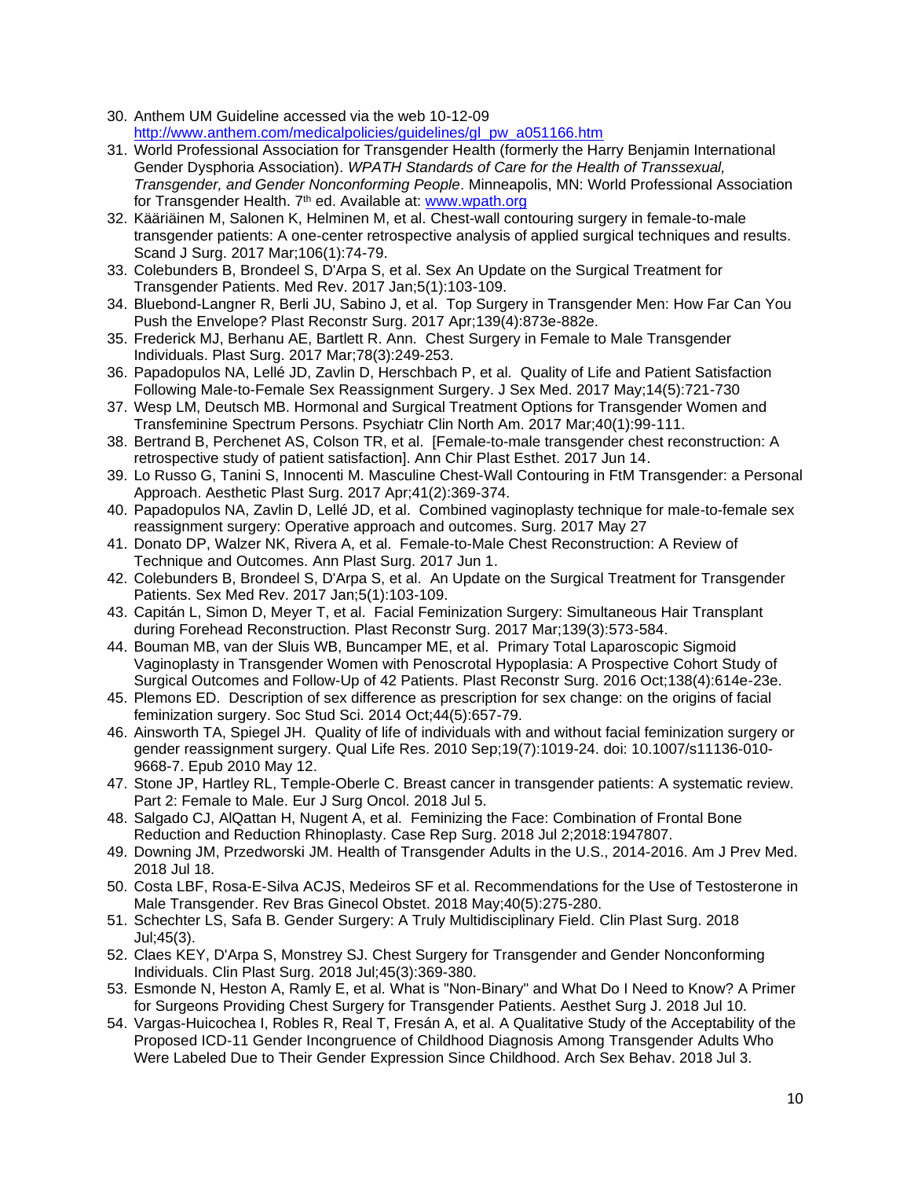30. Anthem UM Guideline accessed via the web 10-12-09 http://www.anthem.com/medicalpolicies/guidelines/gl_pw_a051166.htm
31. World Professional Association for Transgender Health (formerly the Harry Benjamin International Gender Dysphoria Association). *WPATH Standards of Care for the Health of Transsexual, Transgender, and Gender Nonconforming People*. Minneapolis, MN: World Professional Association for Transgender Health. 7th ed. Available at: www.wpath.org
32. Kääriäinen M, Salonen K, Helminen M, et al. Chest-wall contouring surgery in female-to-male transgender patients: A one-center retrospective analysis of applied surgical techniques and results. Scand J Surg. 2017 Mar;106(1):74-79.
33. Colebunders B, Brondeel S, D'Arpa S, et al. Sex An Update on the Surgical Treatment for Transgender Patients. Med Rev. 2017 Jan;5(1):103-109.
34. Bluebond-Langner R, Berli JU, Sabino J, et al. Top Surgery in Transgender Men: How Far Can You Push the Envelope? Plast Reconstr Surg. 2017 Apr;139(4):873e-882e.
35. Frederick MJ, Berhanu AE, Bartlett R. Ann. Chest Surgery in Female to Male Transgender Individuals. Plast Surg. 2017 Mar;78(3):249-253.
36. Papadopulos NA, Lellé JD, Zavlin D, Herschbach P, et al. Quality of Life and Patient Satisfaction Following Male-to-Female Sex Reassignment Surgery. J Sex Med. 2017 May;14(5):721-730
37. Wesp LM, Deutsch MB. Hormonal and Surgical Treatment Options for Transgender Women and Transfeminine Spectrum Persons. Psychiatr Clin North Am. 2017 Mar;40(1):99-111.
38. Bertrand B, Perchenet AS, Colson TR, et al. [Female-to-male transgender chest reconstruction: A retrospective study of patient satisfaction]. Ann Chir Plast Esthet. 2017 Jun 14.
39. Lo Russo G, Tanini S, Innocenti M. Masculine Chest-Wall Contouring in FtM Transgender: a Personal Approach. Aesthetic Plast Surg. 2017 Apr;41(2):369-374.
40. Papadopulos NA, Zavlin D, Lellé JD, et al. Combined vaginoplasty technique for male-to-female sex reassignment surgery: Operative approach and outcomes. Surg. 2017 May 27
41. Donato DP, Walzer NK, Rivera A, et al. Female-to-Male Chest Reconstruction: A Review of Technique and Outcomes. Ann Plast Surg. 2017 Jun 1.
42. Colebunders B, Brondeel S, D'Arpa S, et al. An Update on the Surgical Treatment for Transgender Patients. Sex Med Rev. 2017 Jan;5(1):103-109.
43. Capitán L, Simon D, Meyer T, et al. Facial Feminization Surgery: Simultaneous Hair Transplant during Forehead Reconstruction. Plast Reconstr Surg. 2017 Mar;139(3):573-584.
44. Bouman MB, van der Sluis WB, Buncamper ME, et al. Primary Total Laparoscopic Sigmoid Vaginoplasty in Transgender Women with Penoscrotal Hypoplasia: A Prospective Cohort Study of Surgical Outcomes and Follow-Up of 42 Patients. Plast Reconstr Surg. 2016 Oct;138(4):614e-23e.
45. Plemons ED. Description of sex difference as prescription for sex change: on the origins of facial feminization surgery. Soc Stud Sci. 2014 Oct;44(5):657-79.
46. Ainsworth TA, Spiegel JH. Quality of life of individuals with and without facial feminization surgery or gender reassignment surgery. Qual Life Res. 2010 Sep;19(7):1019-24. doi: 10.1007/s11136-010-9668-7. Epub 2010 May 12.
47. Stone JP, Hartley RL, Temple-Oberle C. Breast cancer in transgender patients: A systematic review. Part 2: Female to Male. Eur J Surg Oncol. 2018 Jul 5.
48. Salgado CJ, AlQattan H, Nugent A, et al. Feminizing the Face: Combination of Frontal Bone Reduction and Reduction Rhinoplasty. Case Rep Surg. 2018 Jul 2;2018:1947807.
49. Downing JM, Przedworski JM. Health of Transgender Adults in the U.S., 2014-2016. Am J Prev Med. 2018 Jul 18.
50. Costa LBF, Rosa-E-Silva ACJS, Medeiros SF et al. Recommendations for the Use of Testosterone in Male Transgender. Rev Bras Ginecol Obstet. 2018 May;40(5):275-280.
51. Schechter LS, Safa B. Gender Surgery: A Truly Multidisciplinary Field. Clin Plast Surg. 2018 Jul;45(3).
52. Claes KEY, D'Arpa S, Monstrey SJ. Chest Surgery for Transgender and Gender Nonconforming Individuals. Clin Plast Surg. 2018 Jul;45(3):369-380.
53. Esmonde N, Heston A, Ramly E, et al. What is "Non-Binary" and What Do I Need to Know? A Primer for Surgeons Providing Chest Surgery for Transgender Patients. Aesthet Surg J. 2018 Jul 10.
54. Vargas-Huicochea I, Robles R, Real T, Fresán A, et al. A Qualitative Study of the Acceptability of the Proposed ICD-11 Gender Incongruence of Childhood Diagnosis Among Transgender Adults Who Were Labeled Due to Their Gender Expression Since Childhood. Arch Sex Behav. 2018 Jul 3.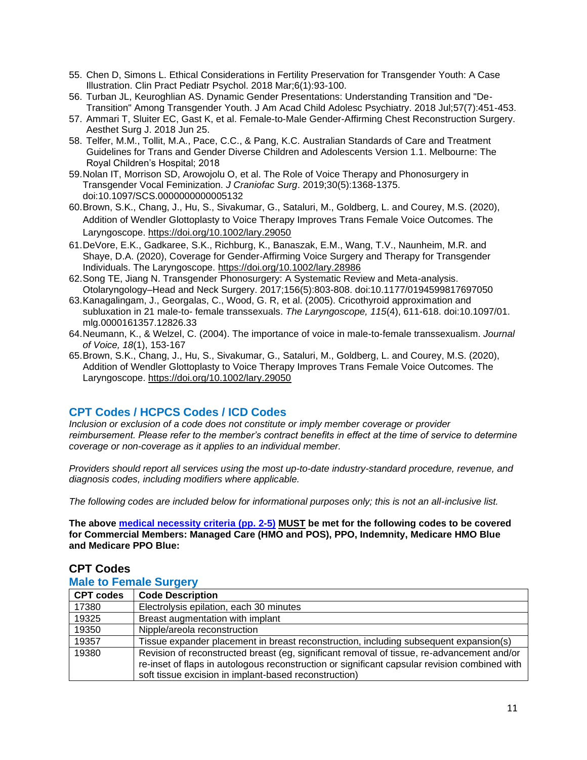55. Chen D, Simons L. Ethical Considerations in Fertility Preservation for Transgender Youth: A Case Illustration. Clin Pract Pediatr Psychol. 2018 Mar;6(1):93-100.
56. Turban JL, Keuroghlian AS. Dynamic Gender Presentations: Understanding Transition and "De-Transition" Among Transgender Youth. J Am Acad Child Adolesc Psychiatry. 2018 Jul;57(7):451-453.
57. Ammari T, Sluiter EC, Gast K, et al. Female-to-Male Gender-Affirming Chest Reconstruction Surgery. Aesthet Surg J. 2018 Jun 25.
58. Telfer, M.M., Tollit, M.A., Pace, C.C., & Pang, K.C. Australian Standards of Care and Treatment Guidelines for Trans and Gender Diverse Children and Adolescents Version 1.1. Melbourne: The Royal Children's Hospital; 2018
59. Nolan IT, Morrison SD, Arowojolu O, et al. The Role of Voice Therapy and Phonosurgery in Transgender Vocal Feminization. *J Craniofac Surg*. 2019;30(5):1368-1375. doi:10.1097/SCS.0000000000005132
60. Brown, S.K., Chang, J., Hu, S., Sivakumar, G., Sataluri, M., Goldberg, L. and Courey, M.S. (2020), Addition of Wendler Glottoplasty to Voice Therapy Improves Trans Female Voice Outcomes. The Laryngoscope. https://doi.org/10.1002/lary.29050
61. DeVore, E.K., Gadkaree, S.K., Richburg, K., Banaszak, E.M., Wang, T.V., Naunheim, M.R. and Shaye, D.A. (2020), Coverage for Gender-Affirming Voice Surgery and Therapy for Transgender Individuals. The Laryngoscope. https://doi.org/10.1002/lary.28986
62. Song TE, Jiang N. Transgender Phonosurgery: A Systematic Review and Meta-analysis. Otolaryngology–Head and Neck Surgery. 2017;156(5):803-808. doi:10.1177/0194599817697050
63. Kanagalingam, J., Georgalas, C., Wood, G. R, et al. (2005). Cricothyroid approximation and subluxation in 21 male-to- female transsexuals. *The Laryngoscope, 115*(4), 611-618. doi:10.1097/01. mlg.0000161357.12826.33
64. Neumann, K., & Welzel, C. (2004). The importance of voice in male-to-female transsexualism. *Journal of Voice, 18*(1), 153-167
65. Brown, S.K., Chang, J., Hu, S., Sivakumar, G., Sataluri, M., Goldberg, L. and Courey, M.S. (2020), Addition of Wendler Glottoplasty to Voice Therapy Improves Trans Female Voice Outcomes. The Laryngoscope. https://doi.org/10.1002/lary.29050

## CPT Codes / HCPCS Codes / ICD Codes

*Inclusion or exclusion of a code does not constitute or imply member coverage or provider reimbursement. Please refer to the member's contract benefits in effect at the time of service to determine coverage or non-coverage as it applies to an individual member.*

*Providers should report all services using the most up-to-date industry-standard procedure, revenue, and diagnosis codes, including modifiers where applicable.*

*The following codes are included below for informational purposes only; this is not an all-inclusive list.*

**The above medical necessity criteria (pp. 2-5) MUST be met for the following codes to be covered for Commercial Members: Managed Care (HMO and POS), PPO, Indemnity, Medicare HMO Blue and Medicare PPO Blue:**

### CPT Codes

### Male to Female Surgery

| CPT codes | Code Description |
|---|---|
| 17380 | Electrolysis epilation, each 30 minutes |
| 19325 | Breast augmentation with implant |
| 19350 | Nipple/areola reconstruction |
| 19357 | Tissue expander placement in breast reconstruction, including subsequent expansion(s) |
| 19380 | Revision of reconstructed breast (eg, significant removal of tissue, re-advancement and/or re-inset of flaps in autologous reconstruction or significant capsular revision combined with soft tissue excision in implant-based reconstruction) |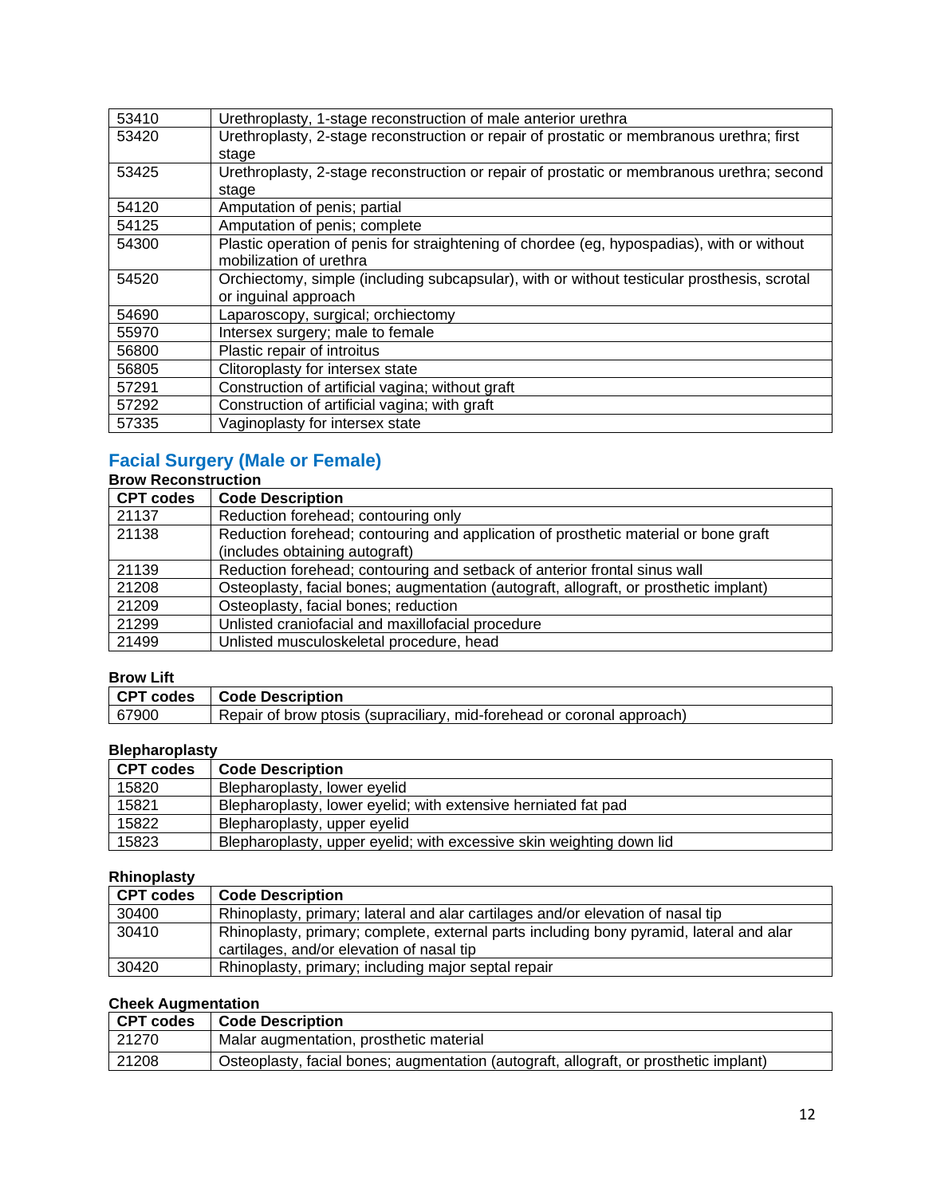| | |
|---|---|
| 53410 | Urethroplasty, 1-stage reconstruction of male anterior urethra |
| 53420 | Urethroplasty, 2-stage reconstruction or repair of prostatic or membranous urethra; first stage |
| 53425 | Urethroplasty, 2-stage reconstruction or repair of prostatic or membranous urethra; second stage |
| 54120 | Amputation of penis; partial |
| 54125 | Amputation of penis; complete |
| 54300 | Plastic operation of penis for straightening of chordee (eg, hypospadias), with or without mobilization of urethra |
| 54520 | Orchiectomy, simple (including subcapsular), with or without testicular prosthesis, scrotal or inguinal approach |
| 54690 | Laparoscopy, surgical; orchiectomy |
| 55970 | Intersex surgery; male to female |
| 56800 | Plastic repair of introitus |
| 56805 | Clitoroplasty for intersex state |
| 57291 | Construction of artificial vagina; without graft |
| 57292 | Construction of artificial vagina; with graft |
| 57335 | Vaginoplasty for intersex state |

## Facial Surgery (Male or Female)

**Brow Reconstruction**

| CPT codes | Code Description |
|---|---|
| 21137 | Reduction forehead; contouring only |
| 21138 | Reduction forehead; contouring and application of prosthetic material or bone graft (includes obtaining autograft) |
| 21139 | Reduction forehead; contouring and setback of anterior frontal sinus wall |
| 21208 | Osteoplasty, facial bones; augmentation (autograft, allograft, or prosthetic implant) |
| 21209 | Osteoplasty, facial bones; reduction |
| 21299 | Unlisted craniofacial and maxillofacial procedure |
| 21499 | Unlisted musculoskeletal procedure, head |

**Brow Lift**

| CPT codes | Code Description |
|---|---|
| 67900 | Repair of brow ptosis (supraciliary, mid-forehead or coronal approach) |

**Blepharoplasty**

| CPT codes | Code Description |
|---|---|
| 15820 | Blepharoplasty, lower eyelid |
| 15821 | Blepharoplasty, lower eyelid; with extensive herniated fat pad |
| 15822 | Blepharoplasty, upper eyelid |
| 15823 | Blepharoplasty, upper eyelid; with excessive skin weighting down lid |

**Rhinoplasty**

| CPT codes | Code Description |
|---|---|
| 30400 | Rhinoplasty, primary; lateral and alar cartilages and/or elevation of nasal tip |
| 30410 | Rhinoplasty, primary; complete, external parts including bony pyramid, lateral and alar cartilages, and/or elevation of nasal tip |
| 30420 | Rhinoplasty, primary; including major septal repair |

**Cheek Augmentation**

| CPT codes | Code Description |
|---|---|
| 21270 | Malar augmentation, prosthetic material |
| 21208 | Osteoplasty, facial bones; augmentation (autograft, allograft, or prosthetic implant) |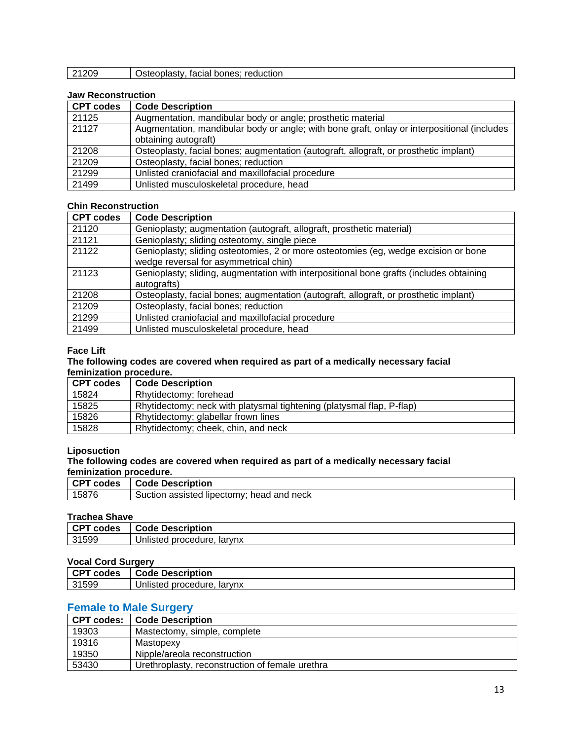| | |
|---|---|
| 21209 | Osteoplasty, facial bones; reduction |

**Jaw Reconstruction**

| CPT codes | Code Description |
|---|---|
| 21125 | Augmentation, mandibular body or angle; prosthetic material |
| 21127 | Augmentation, mandibular body or angle; with bone graft, onlay or interpositional (includes obtaining autograft) |
| 21208 | Osteoplasty, facial bones; augmentation (autograft, allograft, or prosthetic implant) |
| 21209 | Osteoplasty, facial bones; reduction |
| 21299 | Unlisted craniofacial and maxillofacial procedure |
| 21499 | Unlisted musculoskeletal procedure, head |

**Chin Reconstruction**

| CPT codes | Code Description |
|---|---|
| 21120 | Genioplasty; augmentation (autograft, allograft, prosthetic material) |
| 21121 | Genioplasty; sliding osteotomy, single piece |
| 21122 | Genioplasty; sliding osteotomies, 2 or more osteotomies (eg, wedge excision or bone wedge reversal for asymmetrical chin) |
| 21123 | Genioplasty; sliding, augmentation with interpositional bone grafts (includes obtaining autografts) |
| 21208 | Osteoplasty, facial bones; augmentation (autograft, allograft, or prosthetic implant) |
| 21209 | Osteoplasty, facial bones; reduction |
| 21299 | Unlisted craniofacial and maxillofacial procedure |
| 21499 | Unlisted musculoskeletal procedure, head |

**Face Lift**

**The following codes are covered when required as part of a medically necessary facial feminization procedure.**

| CPT codes | Code Description |
|---|---|
| 15824 | Rhytidectomy; forehead |
| 15825 | Rhytidectomy; neck with platysmal tightening (platysmal flap, P-flap) |
| 15826 | Rhytidectomy; glabellar frown lines |
| 15828 | Rhytidectomy; cheek, chin, and neck |

**Liposuction**

**The following codes are covered when required as part of a medically necessary facial feminization procedure.**

| CPT codes | Code Description |
|---|---|
| 15876 | Suction assisted lipectomy; head and neck |

**Trachea Shave**

| CPT codes | Code Description |
|---|---|
| 31599 | Unlisted procedure, larynx |

**Vocal Cord Surgery**

| CPT codes | Code Description |
|---|---|
| 31599 | Unlisted procedure, larynx |

## Female to Male Surgery

| CPT codes: | Code Description |
|---|---|
| 19303 | Mastectomy, simple, complete |
| 19316 | Mastopexy |
| 19350 | Nipple/areola reconstruction |
| 53430 | Urethroplasty, reconstruction of female urethra |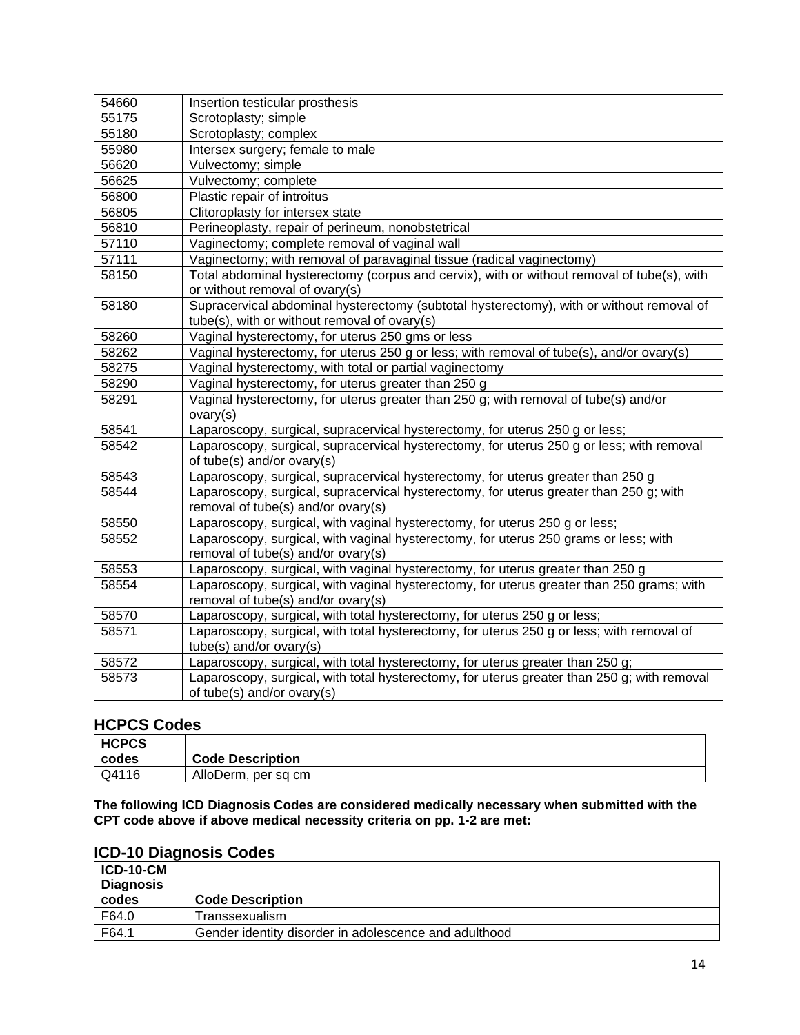| | |
|---|---|
| 54660 | Insertion testicular prosthesis |
| 55175 | Scrotoplasty; simple |
| 55180 | Scrotoplasty; complex |
| 55980 | Intersex surgery; female to male |
| 56620 | Vulvectomy; simple |
| 56625 | Vulvectomy; complete |
| 56800 | Plastic repair of introitus |
| 56805 | Clitoroplasty for intersex state |
| 56810 | Perineoplasty, repair of perineum, nonobstetrical |
| 57110 | Vaginectomy; complete removal of vaginal wall |
| 57111 | Vaginectomy; with removal of paravaginal tissue (radical vaginectomy) |
| 58150 | Total abdominal hysterectomy (corpus and cervix), with or without removal of tube(s), with or without removal of ovary(s) |
| 58180 | Supracervical abdominal hysterectomy (subtotal hysterectomy), with or without removal of tube(s), with or without removal of ovary(s) |
| 58260 | Vaginal hysterectomy, for uterus 250 gms or less |
| 58262 | Vaginal hysterectomy, for uterus 250 g or less; with removal of tube(s), and/or ovary(s) |
| 58275 | Vaginal hysterectomy, with total or partial vaginectomy |
| 58290 | Vaginal hysterectomy, for uterus greater than 250 g |
| 58291 | Vaginal hysterectomy, for uterus greater than 250 g; with removal of tube(s) and/or ovary(s) |
| 58541 | Laparoscopy, surgical, supracervical hysterectomy, for uterus 250 g or less; |
| 58542 | Laparoscopy, surgical, supracervical hysterectomy, for uterus 250 g or less; with removal of tube(s) and/or ovary(s) |
| 58543 | Laparoscopy, surgical, supracervical hysterectomy, for uterus greater than 250 g |
| 58544 | Laparoscopy, surgical, supracervical hysterectomy, for uterus greater than 250 g; with removal of tube(s) and/or ovary(s) |
| 58550 | Laparoscopy, surgical, with vaginal hysterectomy, for uterus 250 g or less; |
| 58552 | Laparoscopy, surgical, with vaginal hysterectomy, for uterus 250 grams or less; with removal of tube(s) and/or ovary(s) |
| 58553 | Laparoscopy, surgical, with vaginal hysterectomy, for uterus greater than 250 g |
| 58554 | Laparoscopy, surgical, with vaginal hysterectomy, for uterus greater than 250 grams; with removal of tube(s) and/or ovary(s) |
| 58570 | Laparoscopy, surgical, with total hysterectomy, for uterus 250 g or less; |
| 58571 | Laparoscopy, surgical, with total hysterectomy, for uterus 250 g or less; with removal of tube(s) and/or ovary(s) |
| 58572 | Laparoscopy, surgical, with total hysterectomy, for uterus greater than 250 g; |
| 58573 | Laparoscopy, surgical, with total hysterectomy, for uterus greater than 250 g; with removal of tube(s) and/or ovary(s) |

## HCPCS Codes

| HCPCS codes | Code Description |
|---|---|
| Q4116 | AlloDerm, per sq cm |

**The following ICD Diagnosis Codes are considered medically necessary when submitted with the CPT code above if above medical necessity criteria on pp. 1-2 are met:**

## ICD-10 Diagnosis Codes

| ICD-10-CM Diagnosis codes | Code Description |
|---|---|
| F64.0 | Transsexualism |
| F64.1 | Gender identity disorder in adolescence and adulthood |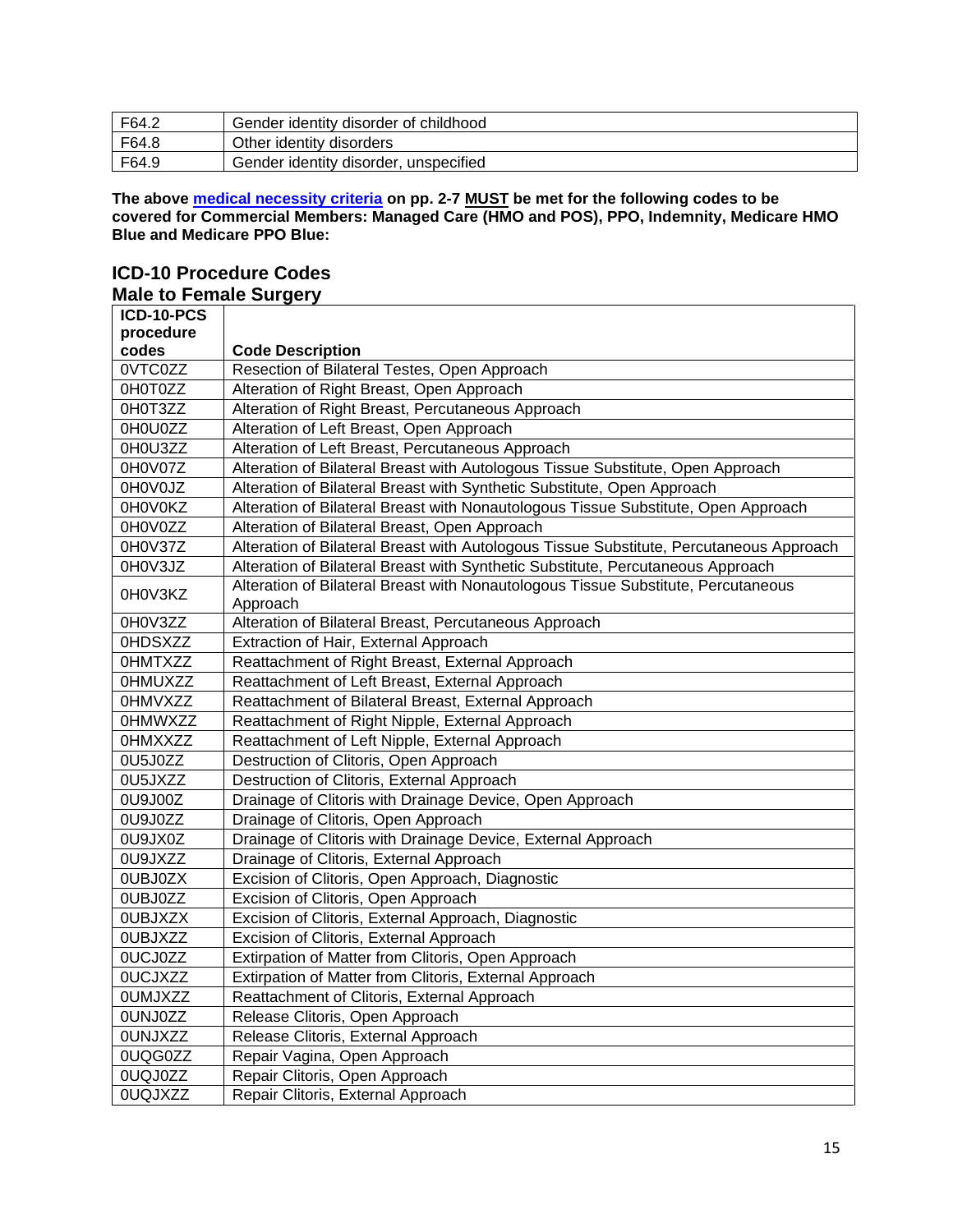| F64.2 | Gender identity disorder of childhood |
|---|---|
| F64.8 | Other identity disorders |
| F64.9 | Gender identity disorder, unspecified |

**The above medical necessity criteria on pp. 2-7 MUST be met for the following codes to be covered for Commercial Members: Managed Care (HMO and POS), PPO, Indemnity, Medicare HMO Blue and Medicare PPO Blue:**

## ICD-10 Procedure Codes

### Male to Female Surgery

| ICD-10-PCS procedure codes | Code Description |
|---|---|
| 0VTC0ZZ | Resection of Bilateral Testes, Open Approach |
| 0H0T0ZZ | Alteration of Right Breast, Open Approach |
| 0H0T3ZZ | Alteration of Right Breast, Percutaneous Approach |
| 0H0U0ZZ | Alteration of Left Breast, Open Approach |
| 0H0U3ZZ | Alteration of Left Breast, Percutaneous Approach |
| 0H0V07Z | Alteration of Bilateral Breast with Autologous Tissue Substitute, Open Approach |
| 0H0V0JZ | Alteration of Bilateral Breast with Synthetic Substitute, Open Approach |
| 0H0V0KZ | Alteration of Bilateral Breast with Nonautologous Tissue Substitute, Open Approach |
| 0H0V0ZZ | Alteration of Bilateral Breast, Open Approach |
| 0H0V37Z | Alteration of Bilateral Breast with Autologous Tissue Substitute, Percutaneous Approach |
| 0H0V3JZ | Alteration of Bilateral Breast with Synthetic Substitute, Percutaneous Approach |
| 0H0V3KZ | Alteration of Bilateral Breast with Nonautologous Tissue Substitute, Percutaneous Approach |
| 0H0V3ZZ | Alteration of Bilateral Breast, Percutaneous Approach |
| 0HDSXZZ | Extraction of Hair, External Approach |
| 0HMTXZZ | Reattachment of Right Breast, External Approach |
| 0HMUXZZ | Reattachment of Left Breast, External Approach |
| 0HMVXZZ | Reattachment of Bilateral Breast, External Approach |
| 0HMWXZZ | Reattachment of Right Nipple, External Approach |
| 0HMXXZZ | Reattachment of Left Nipple, External Approach |
| 0U5J0ZZ | Destruction of Clitoris, Open Approach |
| 0U5JXZZ | Destruction of Clitoris, External Approach |
| 0U9J00Z | Drainage of Clitoris with Drainage Device, Open Approach |
| 0U9J0ZZ | Drainage of Clitoris, Open Approach |
| 0U9JX0Z | Drainage of Clitoris with Drainage Device, External Approach |
| 0U9JXZZ | Drainage of Clitoris, External Approach |
| 0UBJ0ZX | Excision of Clitoris, Open Approach, Diagnostic |
| 0UBJ0ZZ | Excision of Clitoris, Open Approach |
| 0UBJXZX | Excision of Clitoris, External Approach, Diagnostic |
| 0UBJXZZ | Excision of Clitoris, External Approach |
| 0UCJ0ZZ | Extirpation of Matter from Clitoris, Open Approach |
| 0UCJXZZ | Extirpation of Matter from Clitoris, External Approach |
| 0UMJXZZ | Reattachment of Clitoris, External Approach |
| 0UNJ0ZZ | Release Clitoris, Open Approach |
| 0UNJXZZ | Release Clitoris, External Approach |
| 0UQG0ZZ | Repair Vagina, Open Approach |
| 0UQJ0ZZ | Repair Clitoris, Open Approach |
| 0UQJXZZ | Repair Clitoris, External Approach |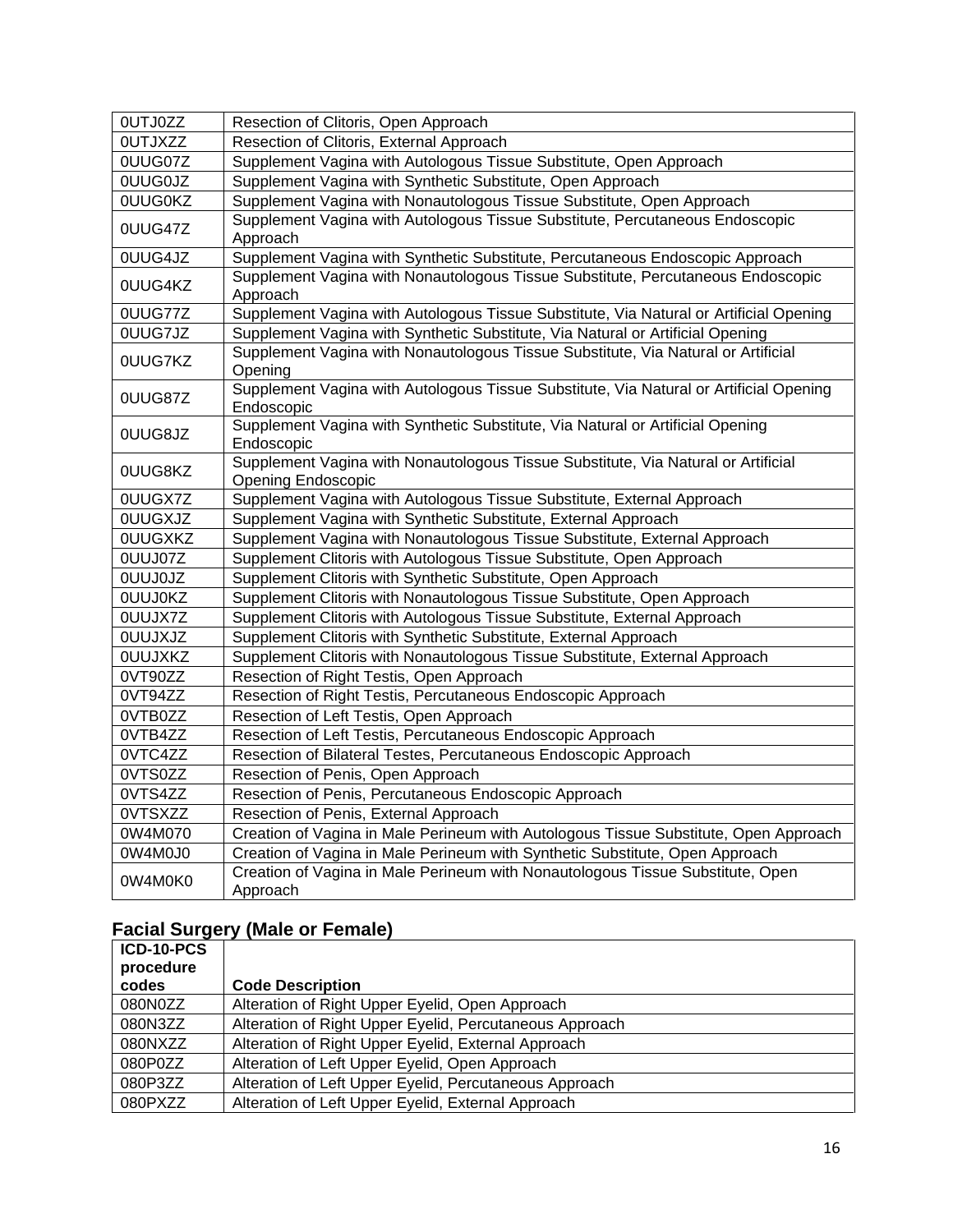| | |
|---|---|
| 0UTJ0ZZ | Resection of Clitoris, Open Approach |
| 0UTJXZZ | Resection of Clitoris, External Approach |
| 0UUG07Z | Supplement Vagina with Autologous Tissue Substitute, Open Approach |
| 0UUG0JZ | Supplement Vagina with Synthetic Substitute, Open Approach |
| 0UUG0KZ | Supplement Vagina with Nonautologous Tissue Substitute, Open Approach |
| 0UUG47Z | Supplement Vagina with Autologous Tissue Substitute, Percutaneous Endoscopic Approach |
| 0UUG4JZ | Supplement Vagina with Synthetic Substitute, Percutaneous Endoscopic Approach |
| 0UUG4KZ | Supplement Vagina with Nonautologous Tissue Substitute, Percutaneous Endoscopic Approach |
| 0UUG77Z | Supplement Vagina with Autologous Tissue Substitute, Via Natural or Artificial Opening |
| 0UUG7JZ | Supplement Vagina with Synthetic Substitute, Via Natural or Artificial Opening |
| 0UUG7KZ | Supplement Vagina with Nonautologous Tissue Substitute, Via Natural or Artificial Opening |
| 0UUG87Z | Supplement Vagina with Autologous Tissue Substitute, Via Natural or Artificial Opening Endoscopic |
| 0UUG8JZ | Supplement Vagina with Synthetic Substitute, Via Natural or Artificial Opening Endoscopic |
| 0UUG8KZ | Supplement Vagina with Nonautologous Tissue Substitute, Via Natural or Artificial Opening Endoscopic |
| 0UUGX7Z | Supplement Vagina with Autologous Tissue Substitute, External Approach |
| 0UUGXJZ | Supplement Vagina with Synthetic Substitute, External Approach |
| 0UUGXKZ | Supplement Vagina with Nonautologous Tissue Substitute, External Approach |
| 0UUJ07Z | Supplement Clitoris with Autologous Tissue Substitute, Open Approach |
| 0UUJ0JZ | Supplement Clitoris with Synthetic Substitute, Open Approach |
| 0UUJ0KZ | Supplement Clitoris with Nonautologous Tissue Substitute, Open Approach |
| 0UUJX7Z | Supplement Clitoris with Autologous Tissue Substitute, External Approach |
| 0UUJXJZ | Supplement Clitoris with Synthetic Substitute, External Approach |
| 0UUJXKZ | Supplement Clitoris with Nonautologous Tissue Substitute, External Approach |
| 0VT90ZZ | Resection of Right Testis, Open Approach |
| 0VT94ZZ | Resection of Right Testis, Percutaneous Endoscopic Approach |
| 0VTB0ZZ | Resection of Left Testis, Open Approach |
| 0VTB4ZZ | Resection of Left Testis, Percutaneous Endoscopic Approach |
| 0VTC4ZZ | Resection of Bilateral Testes, Percutaneous Endoscopic Approach |
| 0VTS0ZZ | Resection of Penis, Open Approach |
| 0VTS4ZZ | Resection of Penis, Percutaneous Endoscopic Approach |
| 0VTSXZZ | Resection of Penis, External Approach |
| 0W4M070 | Creation of Vagina in Male Perineum with Autologous Tissue Substitute, Open Approach |
| 0W4M0J0 | Creation of Vagina in Male Perineum with Synthetic Substitute, Open Approach |
| 0W4M0K0 | Creation of Vagina in Male Perineum with Nonautologous Tissue Substitute, Open Approach |

## Facial Surgery (Male or Female)

| ICD-10-PCS procedure codes | Code Description |
|---|---|
| 080N0ZZ | Alteration of Right Upper Eyelid, Open Approach |
| 080N3ZZ | Alteration of Right Upper Eyelid, Percutaneous Approach |
| 080NXZZ | Alteration of Right Upper Eyelid, External Approach |
| 080P0ZZ | Alteration of Left Upper Eyelid, Open Approach |
| 080P3ZZ | Alteration of Left Upper Eyelid, Percutaneous Approach |
| 080PXZZ | Alteration of Left Upper Eyelid, External Approach |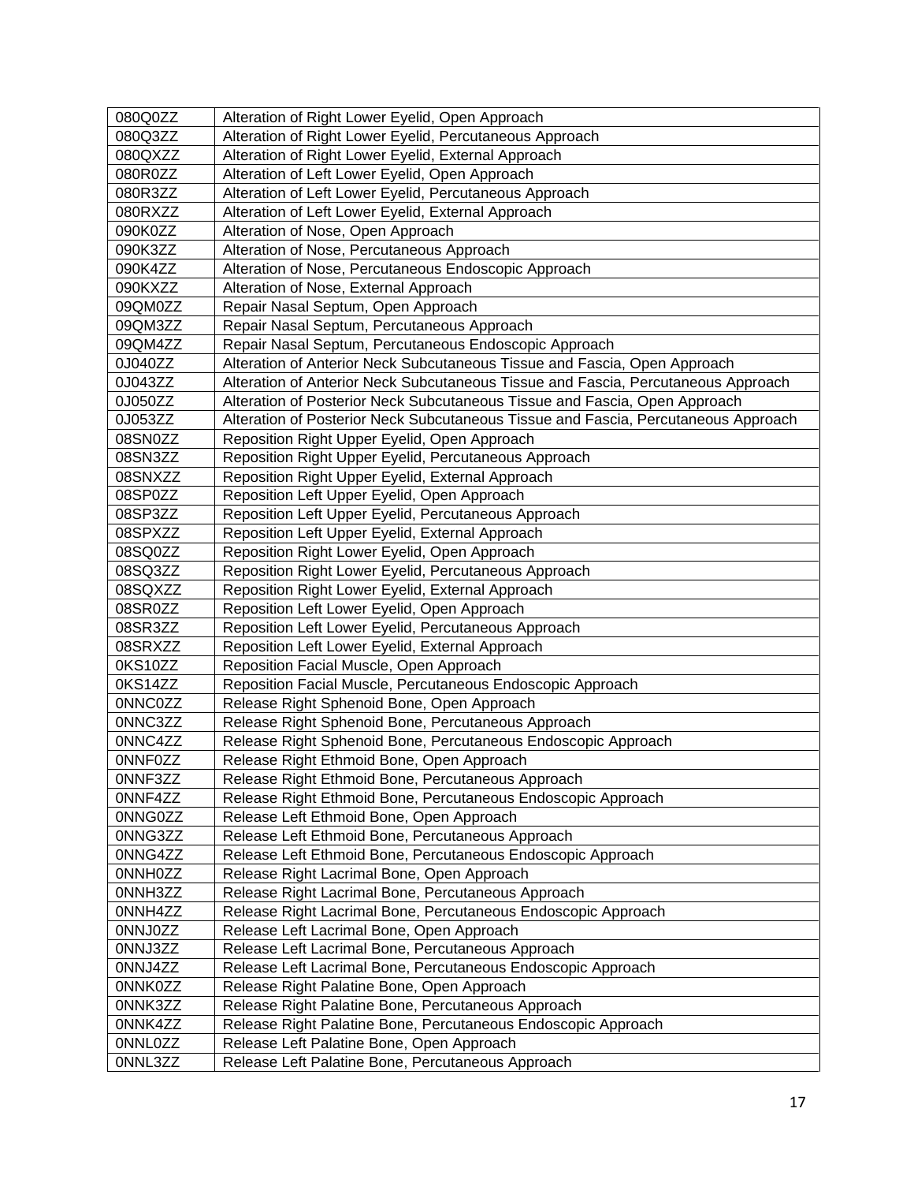| 080Q0ZZ | Alteration of Right Lower Eyelid, Open Approach |
|---|---|
| 080Q3ZZ | Alteration of Right Lower Eyelid, Percutaneous Approach |
| 080QXZZ | Alteration of Right Lower Eyelid, External Approach |
| 080R0ZZ | Alteration of Left Lower Eyelid, Open Approach |
| 080R3ZZ | Alteration of Left Lower Eyelid, Percutaneous Approach |
| 080RXZZ | Alteration of Left Lower Eyelid, External Approach |
| 090K0ZZ | Alteration of Nose, Open Approach |
| 090K3ZZ | Alteration of Nose, Percutaneous Approach |
| 090K4ZZ | Alteration of Nose, Percutaneous Endoscopic Approach |
| 090KXZZ | Alteration of Nose, External Approach |
| 09QM0ZZ | Repair Nasal Septum, Open Approach |
| 09QM3ZZ | Repair Nasal Septum, Percutaneous Approach |
| 09QM4ZZ | Repair Nasal Septum, Percutaneous Endoscopic Approach |
| 0J040ZZ | Alteration of Anterior Neck Subcutaneous Tissue and Fascia, Open Approach |
| 0J043ZZ | Alteration of Anterior Neck Subcutaneous Tissue and Fascia, Percutaneous Approach |
| 0J050ZZ | Alteration of Posterior Neck Subcutaneous Tissue and Fascia, Open Approach |
| 0J053ZZ | Alteration of Posterior Neck Subcutaneous Tissue and Fascia, Percutaneous Approach |
| 08SN0ZZ | Reposition Right Upper Eyelid, Open Approach |
| 08SN3ZZ | Reposition Right Upper Eyelid, Percutaneous Approach |
| 08SNXZZ | Reposition Right Upper Eyelid, External Approach |
| 08SP0ZZ | Reposition Left Upper Eyelid, Open Approach |
| 08SP3ZZ | Reposition Left Upper Eyelid, Percutaneous Approach |
| 08SPXZZ | Reposition Left Upper Eyelid, External Approach |
| 08SQ0ZZ | Reposition Right Lower Eyelid, Open Approach |
| 08SQ3ZZ | Reposition Right Lower Eyelid, Percutaneous Approach |
| 08SQXZZ | Reposition Right Lower Eyelid, External Approach |
| 08SR0ZZ | Reposition Left Lower Eyelid, Open Approach |
| 08SR3ZZ | Reposition Left Lower Eyelid, Percutaneous Approach |
| 08SRXZZ | Reposition Left Lower Eyelid, External Approach |
| 0KS10ZZ | Reposition Facial Muscle, Open Approach |
| 0KS14ZZ | Reposition Facial Muscle, Percutaneous Endoscopic Approach |
| 0NNC0ZZ | Release Right Sphenoid Bone, Open Approach |
| 0NNC3ZZ | Release Right Sphenoid Bone, Percutaneous Approach |
| 0NNC4ZZ | Release Right Sphenoid Bone, Percutaneous Endoscopic Approach |
| 0NNF0ZZ | Release Right Ethmoid Bone, Open Approach |
| 0NNF3ZZ | Release Right Ethmoid Bone, Percutaneous Approach |
| 0NNF4ZZ | Release Right Ethmoid Bone, Percutaneous Endoscopic Approach |
| 0NNG0ZZ | Release Left Ethmoid Bone, Open Approach |
| 0NNG3ZZ | Release Left Ethmoid Bone, Percutaneous Approach |
| 0NNG4ZZ | Release Left Ethmoid Bone, Percutaneous Endoscopic Approach |
| 0NNH0ZZ | Release Right Lacrimal Bone, Open Approach |
| 0NNH3ZZ | Release Right Lacrimal Bone, Percutaneous Approach |
| 0NNH4ZZ | Release Right Lacrimal Bone, Percutaneous Endoscopic Approach |
| 0NNJ0ZZ | Release Left Lacrimal Bone, Open Approach |
| 0NNJ3ZZ | Release Left Lacrimal Bone, Percutaneous Approach |
| 0NNJ4ZZ | Release Left Lacrimal Bone, Percutaneous Endoscopic Approach |
| 0NNK0ZZ | Release Right Palatine Bone, Open Approach |
| 0NNK3ZZ | Release Right Palatine Bone, Percutaneous Approach |
| 0NNK4ZZ | Release Right Palatine Bone, Percutaneous Endoscopic Approach |
| 0NNL0ZZ | Release Left Palatine Bone, Open Approach |
| 0NNL3ZZ | Release Left Palatine Bone, Percutaneous Approach |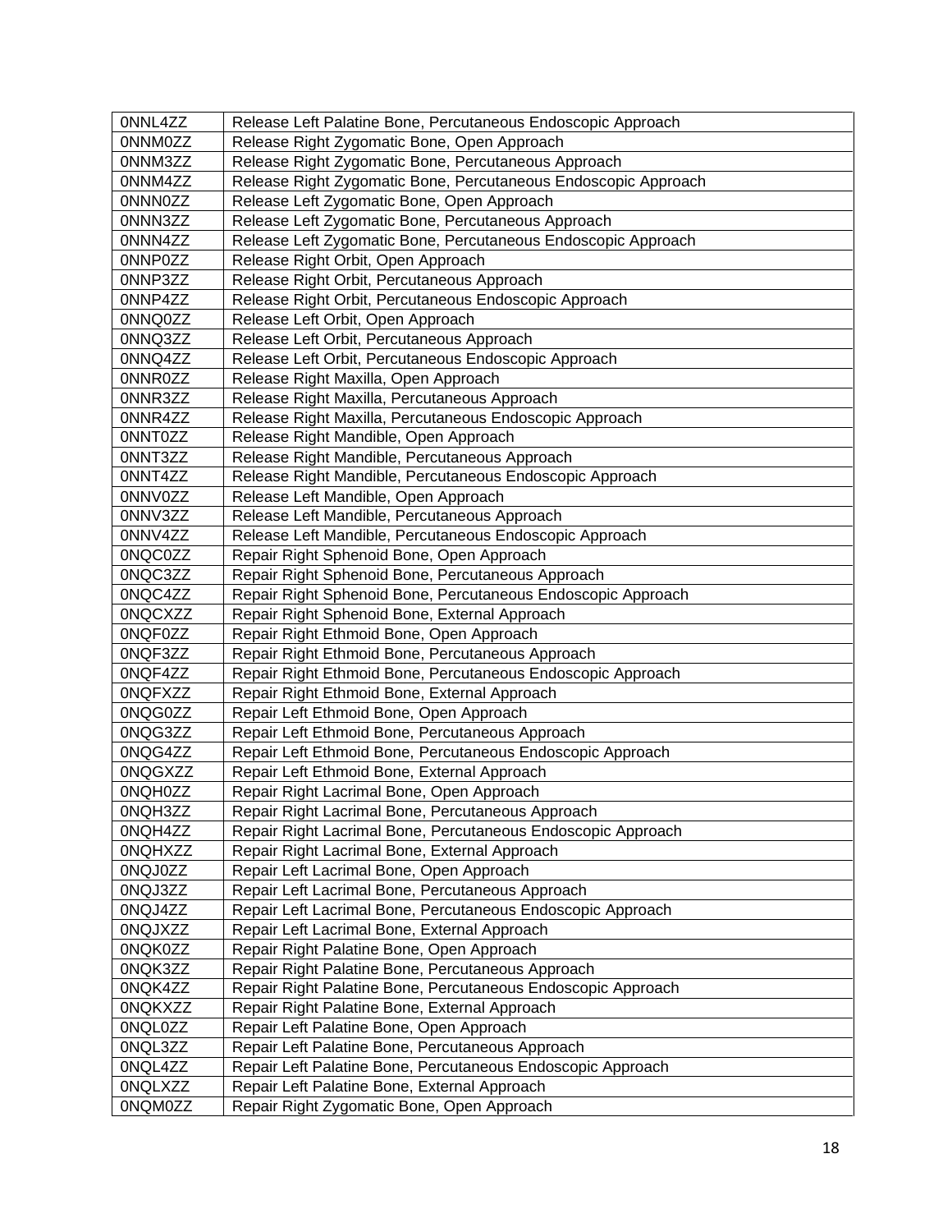| 0NNL4ZZ | Release Left Palatine Bone, Percutaneous Endoscopic Approach |
|---|---|
| 0NNM0ZZ | Release Right Zygomatic Bone, Open Approach |
| 0NNM3ZZ | Release Right Zygomatic Bone, Percutaneous Approach |
| 0NNM4ZZ | Release Right Zygomatic Bone, Percutaneous Endoscopic Approach |
| 0NNN0ZZ | Release Left Zygomatic Bone, Open Approach |
| 0NNN3ZZ | Release Left Zygomatic Bone, Percutaneous Approach |
| 0NNN4ZZ | Release Left Zygomatic Bone, Percutaneous Endoscopic Approach |
| 0NNP0ZZ | Release Right Orbit, Open Approach |
| 0NNP3ZZ | Release Right Orbit, Percutaneous Approach |
| 0NNP4ZZ | Release Right Orbit, Percutaneous Endoscopic Approach |
| 0NNQ0ZZ | Release Left Orbit, Open Approach |
| 0NNQ3ZZ | Release Left Orbit, Percutaneous Approach |
| 0NNQ4ZZ | Release Left Orbit, Percutaneous Endoscopic Approach |
| 0NNR0ZZ | Release Right Maxilla, Open Approach |
| 0NNR3ZZ | Release Right Maxilla, Percutaneous Approach |
| 0NNR4ZZ | Release Right Maxilla, Percutaneous Endoscopic Approach |
| 0NNT0ZZ | Release Right Mandible, Open Approach |
| 0NNT3ZZ | Release Right Mandible, Percutaneous Approach |
| 0NNT4ZZ | Release Right Mandible, Percutaneous Endoscopic Approach |
| 0NNV0ZZ | Release Left Mandible, Open Approach |
| 0NNV3ZZ | Release Left Mandible, Percutaneous Approach |
| 0NNV4ZZ | Release Left Mandible, Percutaneous Endoscopic Approach |
| 0NQC0ZZ | Repair Right Sphenoid Bone, Open Approach |
| 0NQC3ZZ | Repair Right Sphenoid Bone, Percutaneous Approach |
| 0NQC4ZZ | Repair Right Sphenoid Bone, Percutaneous Endoscopic Approach |
| 0NQCXZZ | Repair Right Sphenoid Bone, External Approach |
| 0NQF0ZZ | Repair Right Ethmoid Bone, Open Approach |
| 0NQF3ZZ | Repair Right Ethmoid Bone, Percutaneous Approach |
| 0NQF4ZZ | Repair Right Ethmoid Bone, Percutaneous Endoscopic Approach |
| 0NQFXZZ | Repair Right Ethmoid Bone, External Approach |
| 0NQG0ZZ | Repair Left Ethmoid Bone, Open Approach |
| 0NQG3ZZ | Repair Left Ethmoid Bone, Percutaneous Approach |
| 0NQG4ZZ | Repair Left Ethmoid Bone, Percutaneous Endoscopic Approach |
| 0NQGXZZ | Repair Left Ethmoid Bone, External Approach |
| 0NQH0ZZ | Repair Right Lacrimal Bone, Open Approach |
| 0NQH3ZZ | Repair Right Lacrimal Bone, Percutaneous Approach |
| 0NQH4ZZ | Repair Right Lacrimal Bone, Percutaneous Endoscopic Approach |
| 0NQHXZZ | Repair Right Lacrimal Bone, External Approach |
| 0NQJ0ZZ | Repair Left Lacrimal Bone, Open Approach |
| 0NQJ3ZZ | Repair Left Lacrimal Bone, Percutaneous Approach |
| 0NQJ4ZZ | Repair Left Lacrimal Bone, Percutaneous Endoscopic Approach |
| 0NQJXZZ | Repair Left Lacrimal Bone, External Approach |
| 0NQK0ZZ | Repair Right Palatine Bone, Open Approach |
| 0NQK3ZZ | Repair Right Palatine Bone, Percutaneous Approach |
| 0NQK4ZZ | Repair Right Palatine Bone, Percutaneous Endoscopic Approach |
| 0NQKXZZ | Repair Right Palatine Bone, External Approach |
| 0NQL0ZZ | Repair Left Palatine Bone, Open Approach |
| 0NQL3ZZ | Repair Left Palatine Bone, Percutaneous Approach |
| 0NQL4ZZ | Repair Left Palatine Bone, Percutaneous Endoscopic Approach |
| 0NQLXZZ | Repair Left Palatine Bone, External Approach |
| 0NQM0ZZ | Repair Right Zygomatic Bone, Open Approach |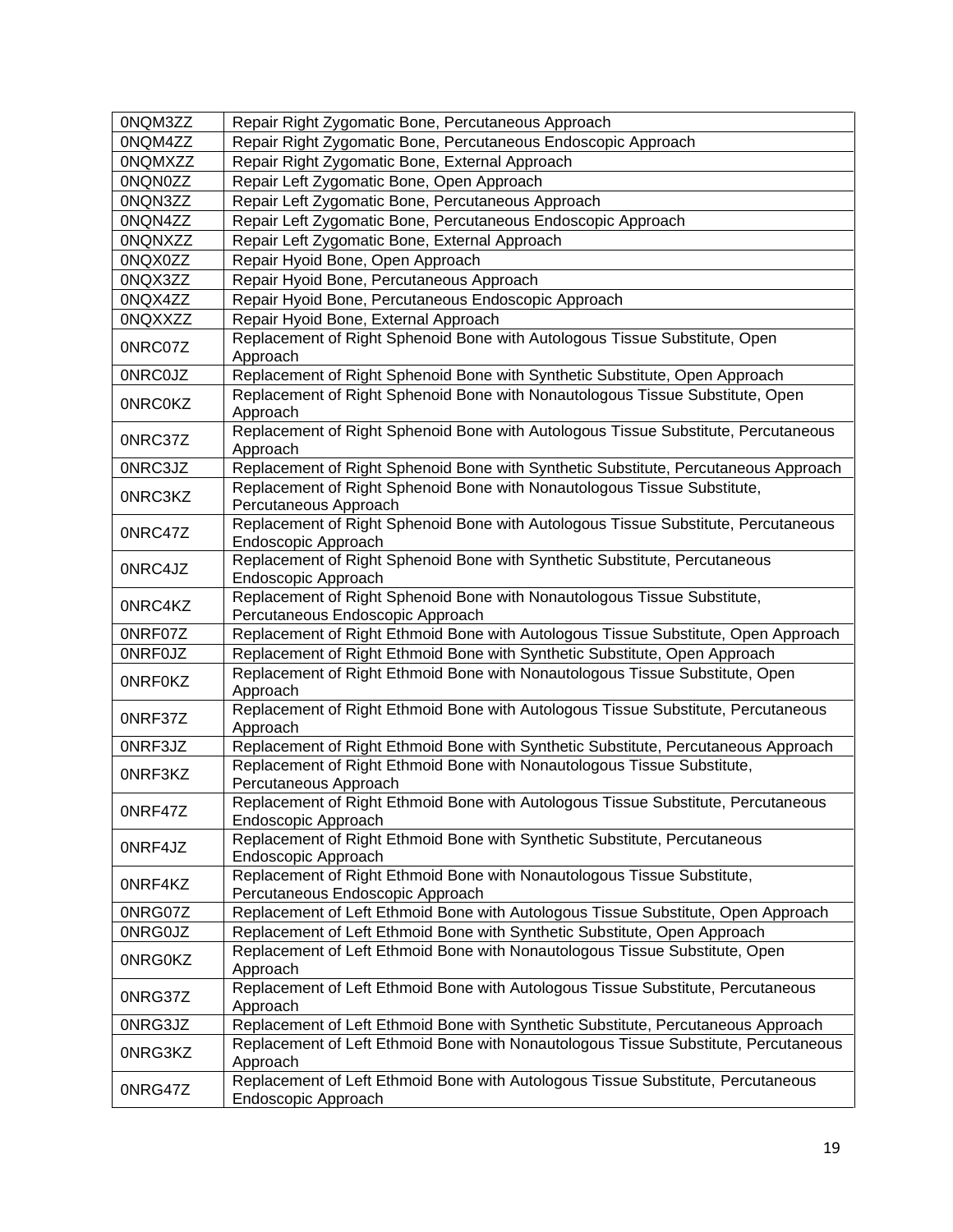| 0NQM3ZZ | Repair Right Zygomatic Bone, Percutaneous Approach |
|---|---|
| 0NQM4ZZ | Repair Right Zygomatic Bone, Percutaneous Endoscopic Approach |
| 0NQMXZZ | Repair Right Zygomatic Bone, External Approach |
| 0NQN0ZZ | Repair Left Zygomatic Bone, Open Approach |
| 0NQN3ZZ | Repair Left Zygomatic Bone, Percutaneous Approach |
| 0NQN4ZZ | Repair Left Zygomatic Bone, Percutaneous Endoscopic Approach |
| 0NQNXZZ | Repair Left Zygomatic Bone, External Approach |
| 0NQX0ZZ | Repair Hyoid Bone, Open Approach |
| 0NQX3ZZ | Repair Hyoid Bone, Percutaneous Approach |
| 0NQX4ZZ | Repair Hyoid Bone, Percutaneous Endoscopic Approach |
| 0NQXXZZ | Repair Hyoid Bone, External Approach |
| 0NRC07Z | Replacement of Right Sphenoid Bone with Autologous Tissue Substitute, Open Approach |
| 0NRC0JZ | Replacement of Right Sphenoid Bone with Synthetic Substitute, Open Approach |
| 0NRC0KZ | Replacement of Right Sphenoid Bone with Nonautologous Tissue Substitute, Open Approach |
| 0NRC37Z | Replacement of Right Sphenoid Bone with Autologous Tissue Substitute, Percutaneous Approach |
| 0NRC3JZ | Replacement of Right Sphenoid Bone with Synthetic Substitute, Percutaneous Approach |
| 0NRC3KZ | Replacement of Right Sphenoid Bone with Nonautologous Tissue Substitute, Percutaneous Approach |
| 0NRC47Z | Replacement of Right Sphenoid Bone with Autologous Tissue Substitute, Percutaneous Endoscopic Approach |
| 0NRC4JZ | Replacement of Right Sphenoid Bone with Synthetic Substitute, Percutaneous Endoscopic Approach |
| 0NRC4KZ | Replacement of Right Sphenoid Bone with Nonautologous Tissue Substitute, Percutaneous Endoscopic Approach |
| 0NRF07Z | Replacement of Right Ethmoid Bone with Autologous Tissue Substitute, Open Approach |
| 0NRF0JZ | Replacement of Right Ethmoid Bone with Synthetic Substitute, Open Approach |
| 0NRF0KZ | Replacement of Right Ethmoid Bone with Nonautologous Tissue Substitute, Open Approach |
| 0NRF37Z | Replacement of Right Ethmoid Bone with Autologous Tissue Substitute, Percutaneous Approach |
| 0NRF3JZ | Replacement of Right Ethmoid Bone with Synthetic Substitute, Percutaneous Approach |
| 0NRF3KZ | Replacement of Right Ethmoid Bone with Nonautologous Tissue Substitute, Percutaneous Approach |
| 0NRF47Z | Replacement of Right Ethmoid Bone with Autologous Tissue Substitute, Percutaneous Endoscopic Approach |
| 0NRF4JZ | Replacement of Right Ethmoid Bone with Synthetic Substitute, Percutaneous Endoscopic Approach |
| 0NRF4KZ | Replacement of Right Ethmoid Bone with Nonautologous Tissue Substitute, Percutaneous Endoscopic Approach |
| 0NRG07Z | Replacement of Left Ethmoid Bone with Autologous Tissue Substitute, Open Approach |
| 0NRG0JZ | Replacement of Left Ethmoid Bone with Synthetic Substitute, Open Approach |
| 0NRG0KZ | Replacement of Left Ethmoid Bone with Nonautologous Tissue Substitute, Open Approach |
| 0NRG37Z | Replacement of Left Ethmoid Bone with Autologous Tissue Substitute, Percutaneous Approach |
| 0NRG3JZ | Replacement of Left Ethmoid Bone with Synthetic Substitute, Percutaneous Approach |
| 0NRG3KZ | Replacement of Left Ethmoid Bone with Nonautologous Tissue Substitute, Percutaneous Approach |
| 0NRG47Z | Replacement of Left Ethmoid Bone with Autologous Tissue Substitute, Percutaneous Endoscopic Approach |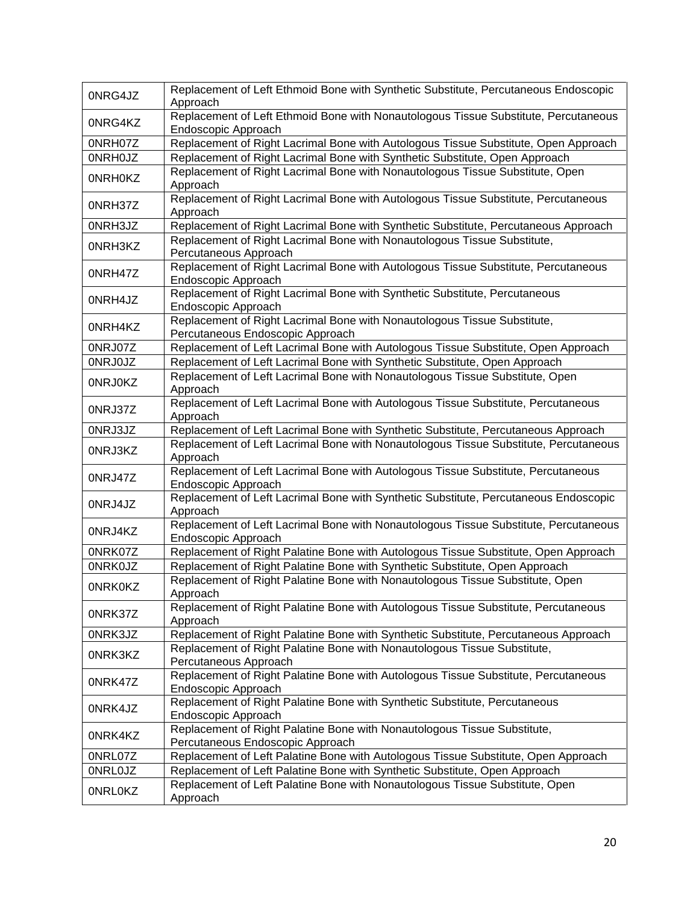| 0NRG4JZ | Replacement of Left Ethmoid Bone with Synthetic Substitute, Percutaneous Endoscopic Approach |
|---|---|
| 0NRG4KZ | Replacement of Left Ethmoid Bone with Nonautologous Tissue Substitute, Percutaneous Endoscopic Approach |
| 0NRH07Z | Replacement of Right Lacrimal Bone with Autologous Tissue Substitute, Open Approach |
| 0NRH0JZ | Replacement of Right Lacrimal Bone with Synthetic Substitute, Open Approach |
| 0NRH0KZ | Replacement of Right Lacrimal Bone with Nonautologous Tissue Substitute, Open Approach |
| 0NRH37Z | Replacement of Right Lacrimal Bone with Autologous Tissue Substitute, Percutaneous Approach |
| 0NRH3JZ | Replacement of Right Lacrimal Bone with Synthetic Substitute, Percutaneous Approach |
| 0NRH3KZ | Replacement of Right Lacrimal Bone with Nonautologous Tissue Substitute, Percutaneous Approach |
| 0NRH47Z | Replacement of Right Lacrimal Bone with Autologous Tissue Substitute, Percutaneous Endoscopic Approach |
| 0NRH4JZ | Replacement of Right Lacrimal Bone with Synthetic Substitute, Percutaneous Endoscopic Approach |
| 0NRH4KZ | Replacement of Right Lacrimal Bone with Nonautologous Tissue Substitute, Percutaneous Endoscopic Approach |
| 0NRJ07Z | Replacement of Left Lacrimal Bone with Autologous Tissue Substitute, Open Approach |
| 0NRJ0JZ | Replacement of Left Lacrimal Bone with Synthetic Substitute, Open Approach |
| 0NRJ0KZ | Replacement of Left Lacrimal Bone with Nonautologous Tissue Substitute, Open Approach |
| 0NRJ37Z | Replacement of Left Lacrimal Bone with Autologous Tissue Substitute, Percutaneous Approach |
| 0NRJ3JZ | Replacement of Left Lacrimal Bone with Synthetic Substitute, Percutaneous Approach |
| 0NRJ3KZ | Replacement of Left Lacrimal Bone with Nonautologous Tissue Substitute, Percutaneous Approach |
| 0NRJ47Z | Replacement of Left Lacrimal Bone with Autologous Tissue Substitute, Percutaneous Endoscopic Approach |
| 0NRJ4JZ | Replacement of Left Lacrimal Bone with Synthetic Substitute, Percutaneous Endoscopic Approach |
| 0NRJ4KZ | Replacement of Left Lacrimal Bone with Nonautologous Tissue Substitute, Percutaneous Endoscopic Approach |
| 0NRK07Z | Replacement of Right Palatine Bone with Autologous Tissue Substitute, Open Approach |
| 0NRK0JZ | Replacement of Right Palatine Bone with Synthetic Substitute, Open Approach |
| 0NRK0KZ | Replacement of Right Palatine Bone with Nonautologous Tissue Substitute, Open Approach |
| 0NRK37Z | Replacement of Right Palatine Bone with Autologous Tissue Substitute, Percutaneous Approach |
| 0NRK3JZ | Replacement of Right Palatine Bone with Synthetic Substitute, Percutaneous Approach |
| 0NRK3KZ | Replacement of Right Palatine Bone with Nonautologous Tissue Substitute, Percutaneous Approach |
| 0NRK47Z | Replacement of Right Palatine Bone with Autologous Tissue Substitute, Percutaneous Endoscopic Approach |
| 0NRK4JZ | Replacement of Right Palatine Bone with Synthetic Substitute, Percutaneous Endoscopic Approach |
| 0NRK4KZ | Replacement of Right Palatine Bone with Nonautologous Tissue Substitute, Percutaneous Endoscopic Approach |
| 0NRL07Z | Replacement of Left Palatine Bone with Autologous Tissue Substitute, Open Approach |
| 0NRL0JZ | Replacement of Left Palatine Bone with Synthetic Substitute, Open Approach |
| 0NRL0KZ | Replacement of Left Palatine Bone with Nonautologous Tissue Substitute, Open Approach |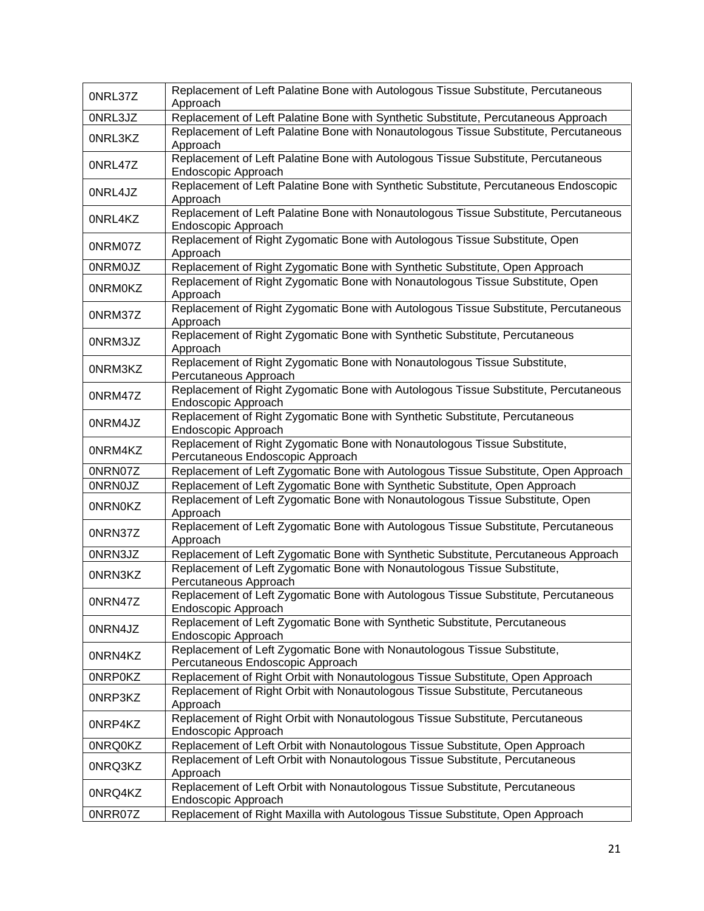| 0NRL37Z | Replacement of Left Palatine Bone with Autologous Tissue Substitute, Percutaneous Approach |
|---|---|
| 0NRL3JZ | Replacement of Left Palatine Bone with Synthetic Substitute, Percutaneous Approach |
| 0NRL3KZ | Replacement of Left Palatine Bone with Nonautologous Tissue Substitute, Percutaneous Approach |
| 0NRL47Z | Replacement of Left Palatine Bone with Autologous Tissue Substitute, Percutaneous Endoscopic Approach |
| 0NRL4JZ | Replacement of Left Palatine Bone with Synthetic Substitute, Percutaneous Endoscopic Approach |
| 0NRL4KZ | Replacement of Left Palatine Bone with Nonautologous Tissue Substitute, Percutaneous Endoscopic Approach |
| 0NRM07Z | Replacement of Right Zygomatic Bone with Autologous Tissue Substitute, Open Approach |
| 0NRM0JZ | Replacement of Right Zygomatic Bone with Synthetic Substitute, Open Approach |
| 0NRM0KZ | Replacement of Right Zygomatic Bone with Nonautologous Tissue Substitute, Open Approach |
| 0NRM37Z | Replacement of Right Zygomatic Bone with Autologous Tissue Substitute, Percutaneous Approach |
| 0NRM3JZ | Replacement of Right Zygomatic Bone with Synthetic Substitute, Percutaneous Approach |
| 0NRM3KZ | Replacement of Right Zygomatic Bone with Nonautologous Tissue Substitute, Percutaneous Approach |
| 0NRM47Z | Replacement of Right Zygomatic Bone with Autologous Tissue Substitute, Percutaneous Endoscopic Approach |
| 0NRM4JZ | Replacement of Right Zygomatic Bone with Synthetic Substitute, Percutaneous Endoscopic Approach |
| 0NRM4KZ | Replacement of Right Zygomatic Bone with Nonautologous Tissue Substitute, Percutaneous Endoscopic Approach |
| 0NRN07Z | Replacement of Left Zygomatic Bone with Autologous Tissue Substitute, Open Approach |
| 0NRN0JZ | Replacement of Left Zygomatic Bone with Synthetic Substitute, Open Approach |
| 0NRN0KZ | Replacement of Left Zygomatic Bone with Nonautologous Tissue Substitute, Open Approach |
| 0NRN37Z | Replacement of Left Zygomatic Bone with Autologous Tissue Substitute, Percutaneous Approach |
| 0NRN3JZ | Replacement of Left Zygomatic Bone with Synthetic Substitute, Percutaneous Approach |
| 0NRN3KZ | Replacement of Left Zygomatic Bone with Nonautologous Tissue Substitute, Percutaneous Approach |
| 0NRN47Z | Replacement of Left Zygomatic Bone with Autologous Tissue Substitute, Percutaneous Endoscopic Approach |
| 0NRN4JZ | Replacement of Left Zygomatic Bone with Synthetic Substitute, Percutaneous Endoscopic Approach |
| 0NRN4KZ | Replacement of Left Zygomatic Bone with Nonautologous Tissue Substitute, Percutaneous Endoscopic Approach |
| 0NRP0KZ | Replacement of Right Orbit with Nonautologous Tissue Substitute, Open Approach |
| 0NRP3KZ | Replacement of Right Orbit with Nonautologous Tissue Substitute, Percutaneous Approach |
| 0NRP4KZ | Replacement of Right Orbit with Nonautologous Tissue Substitute, Percutaneous Endoscopic Approach |
| 0NRQ0KZ | Replacement of Left Orbit with Nonautologous Tissue Substitute, Open Approach |
| 0NRQ3KZ | Replacement of Left Orbit with Nonautologous Tissue Substitute, Percutaneous Approach |
| 0NRQ4KZ | Replacement of Left Orbit with Nonautologous Tissue Substitute, Percutaneous Endoscopic Approach |
| 0NRR07Z | Replacement of Right Maxilla with Autologous Tissue Substitute, Open Approach |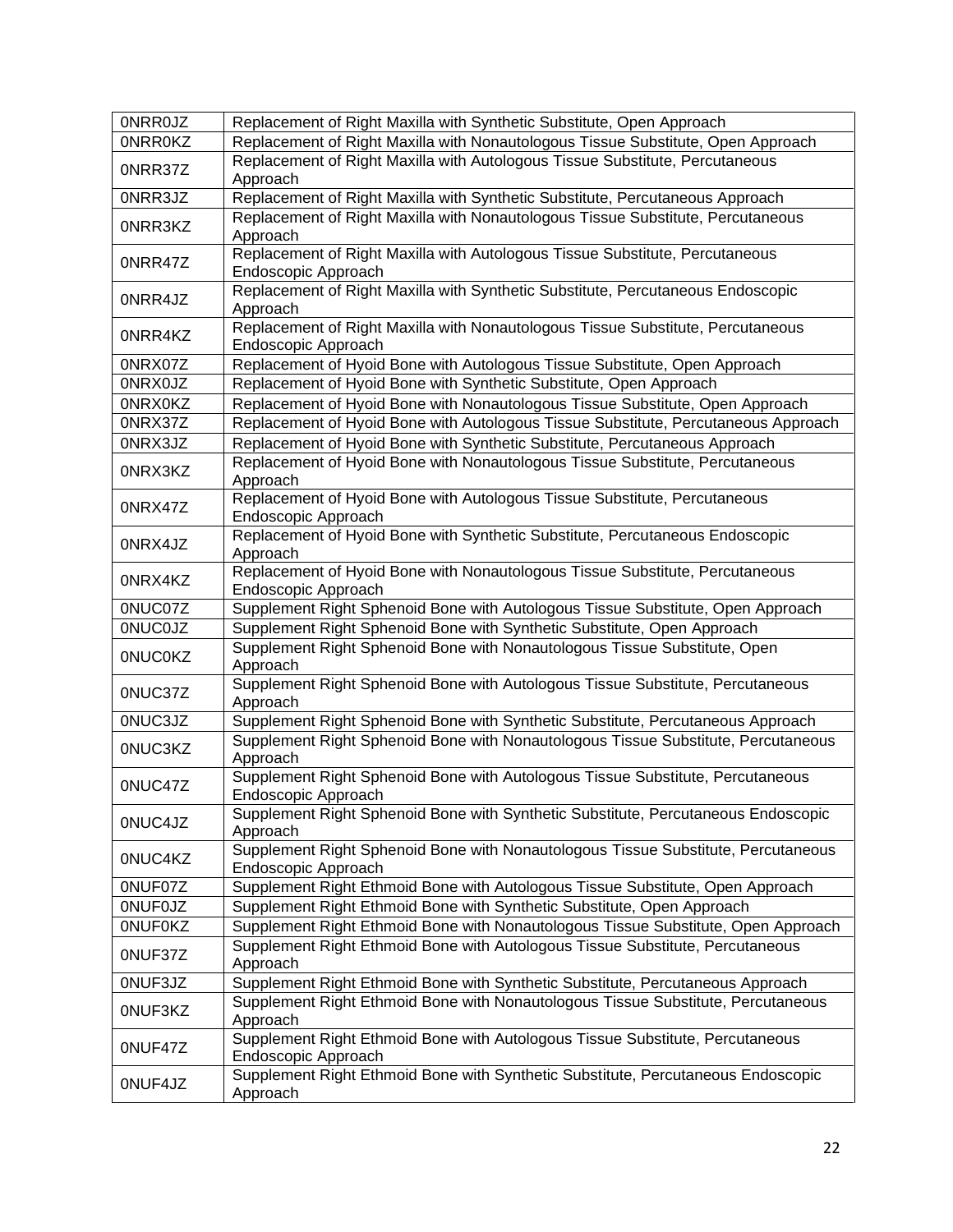| 0NRR0JZ | Replacement of Right Maxilla with Synthetic Substitute, Open Approach |
|---|---|
| 0NRR0KZ | Replacement of Right Maxilla with Nonautologous Tissue Substitute, Open Approach |
| 0NRR37Z | Replacement of Right Maxilla with Autologous Tissue Substitute, Percutaneous Approach |
| 0NRR3JZ | Replacement of Right Maxilla with Synthetic Substitute, Percutaneous Approach |
| 0NRR3KZ | Replacement of Right Maxilla with Nonautologous Tissue Substitute, Percutaneous Approach |
| 0NRR47Z | Replacement of Right Maxilla with Autologous Tissue Substitute, Percutaneous Endoscopic Approach |
| 0NRR4JZ | Replacement of Right Maxilla with Synthetic Substitute, Percutaneous Endoscopic Approach |
| 0NRR4KZ | Replacement of Right Maxilla with Nonautologous Tissue Substitute, Percutaneous Endoscopic Approach |
| 0NRX07Z | Replacement of Hyoid Bone with Autologous Tissue Substitute, Open Approach |
| 0NRX0JZ | Replacement of Hyoid Bone with Synthetic Substitute, Open Approach |
| 0NRX0KZ | Replacement of Hyoid Bone with Nonautologous Tissue Substitute, Open Approach |
| 0NRX37Z | Replacement of Hyoid Bone with Autologous Tissue Substitute, Percutaneous Approach |
| 0NRX3JZ | Replacement of Hyoid Bone with Synthetic Substitute, Percutaneous Approach |
| 0NRX3KZ | Replacement of Hyoid Bone with Nonautologous Tissue Substitute, Percutaneous Approach |
| 0NRX47Z | Replacement of Hyoid Bone with Autologous Tissue Substitute, Percutaneous Endoscopic Approach |
| 0NRX4JZ | Replacement of Hyoid Bone with Synthetic Substitute, Percutaneous Endoscopic Approach |
| 0NRX4KZ | Replacement of Hyoid Bone with Nonautologous Tissue Substitute, Percutaneous Endoscopic Approach |
| 0NUC07Z | Supplement Right Sphenoid Bone with Autologous Tissue Substitute, Open Approach |
| 0NUC0JZ | Supplement Right Sphenoid Bone with Synthetic Substitute, Open Approach |
| 0NUC0KZ | Supplement Right Sphenoid Bone with Nonautologous Tissue Substitute, Open Approach |
| 0NUC37Z | Supplement Right Sphenoid Bone with Autologous Tissue Substitute, Percutaneous Approach |
| 0NUC3JZ | Supplement Right Sphenoid Bone with Synthetic Substitute, Percutaneous Approach |
| 0NUC3KZ | Supplement Right Sphenoid Bone with Nonautologous Tissue Substitute, Percutaneous Approach |
| 0NUC47Z | Supplement Right Sphenoid Bone with Autologous Tissue Substitute, Percutaneous Endoscopic Approach |
| 0NUC4JZ | Supplement Right Sphenoid Bone with Synthetic Substitute, Percutaneous Endoscopic Approach |
| 0NUC4KZ | Supplement Right Sphenoid Bone with Nonautologous Tissue Substitute, Percutaneous Endoscopic Approach |
| 0NUF07Z | Supplement Right Ethmoid Bone with Autologous Tissue Substitute, Open Approach |
| 0NUF0JZ | Supplement Right Ethmoid Bone with Synthetic Substitute, Open Approach |
| 0NUF0KZ | Supplement Right Ethmoid Bone with Nonautologous Tissue Substitute, Open Approach |
| 0NUF37Z | Supplement Right Ethmoid Bone with Autologous Tissue Substitute, Percutaneous Approach |
| 0NUF3JZ | Supplement Right Ethmoid Bone with Synthetic Substitute, Percutaneous Approach |
| 0NUF3KZ | Supplement Right Ethmoid Bone with Nonautologous Tissue Substitute, Percutaneous Approach |
| 0NUF47Z | Supplement Right Ethmoid Bone with Autologous Tissue Substitute, Percutaneous Endoscopic Approach |
| 0NUF4JZ | Supplement Right Ethmoid Bone with Synthetic Substitute, Percutaneous Endoscopic Approach |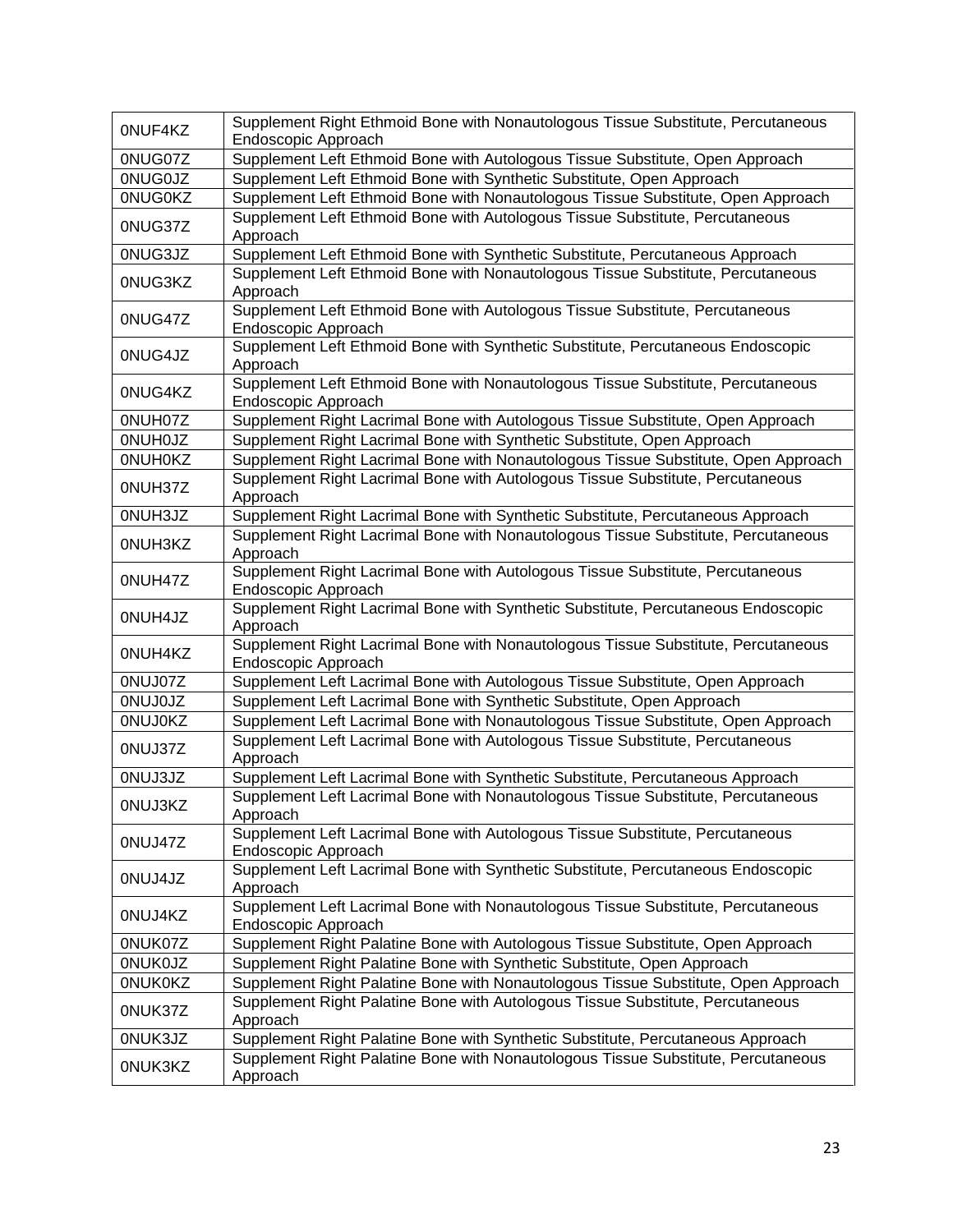| 0NUF4KZ | Supplement Right Ethmoid Bone with Nonautologous Tissue Substitute, Percutaneous Endoscopic Approach |
|---|---|
| 0NUG07Z | Supplement Left Ethmoid Bone with Autologous Tissue Substitute, Open Approach |
| 0NUG0JZ | Supplement Left Ethmoid Bone with Synthetic Substitute, Open Approach |
| 0NUG0KZ | Supplement Left Ethmoid Bone with Nonautologous Tissue Substitute, Open Approach |
| 0NUG37Z | Supplement Left Ethmoid Bone with Autologous Tissue Substitute, Percutaneous Approach |
| 0NUG3JZ | Supplement Left Ethmoid Bone with Synthetic Substitute, Percutaneous Approach |
| 0NUG3KZ | Supplement Left Ethmoid Bone with Nonautologous Tissue Substitute, Percutaneous Approach |
| 0NUG47Z | Supplement Left Ethmoid Bone with Autologous Tissue Substitute, Percutaneous Endoscopic Approach |
| 0NUG4JZ | Supplement Left Ethmoid Bone with Synthetic Substitute, Percutaneous Endoscopic Approach |
| 0NUG4KZ | Supplement Left Ethmoid Bone with Nonautologous Tissue Substitute, Percutaneous Endoscopic Approach |
| 0NUH07Z | Supplement Right Lacrimal Bone with Autologous Tissue Substitute, Open Approach |
| 0NUH0JZ | Supplement Right Lacrimal Bone with Synthetic Substitute, Open Approach |
| 0NUH0KZ | Supplement Right Lacrimal Bone with Nonautologous Tissue Substitute, Open Approach |
| 0NUH37Z | Supplement Right Lacrimal Bone with Autologous Tissue Substitute, Percutaneous Approach |
| 0NUH3JZ | Supplement Right Lacrimal Bone with Synthetic Substitute, Percutaneous Approach |
| 0NUH3KZ | Supplement Right Lacrimal Bone with Nonautologous Tissue Substitute, Percutaneous Approach |
| 0NUH47Z | Supplement Right Lacrimal Bone with Autologous Tissue Substitute, Percutaneous Endoscopic Approach |
| 0NUH4JZ | Supplement Right Lacrimal Bone with Synthetic Substitute, Percutaneous Endoscopic Approach |
| 0NUH4KZ | Supplement Right Lacrimal Bone with Nonautologous Tissue Substitute, Percutaneous Endoscopic Approach |
| 0NUJ07Z | Supplement Left Lacrimal Bone with Autologous Tissue Substitute, Open Approach |
| 0NUJ0JZ | Supplement Left Lacrimal Bone with Synthetic Substitute, Open Approach |
| 0NUJ0KZ | Supplement Left Lacrimal Bone with Nonautologous Tissue Substitute, Open Approach |
| 0NUJ37Z | Supplement Left Lacrimal Bone with Autologous Tissue Substitute, Percutaneous Approach |
| 0NUJ3JZ | Supplement Left Lacrimal Bone with Synthetic Substitute, Percutaneous Approach |
| 0NUJ3KZ | Supplement Left Lacrimal Bone with Nonautologous Tissue Substitute, Percutaneous Approach |
| 0NUJ47Z | Supplement Left Lacrimal Bone with Autologous Tissue Substitute, Percutaneous Endoscopic Approach |
| 0NUJ4JZ | Supplement Left Lacrimal Bone with Synthetic Substitute, Percutaneous Endoscopic Approach |
| 0NUJ4KZ | Supplement Left Lacrimal Bone with Nonautologous Tissue Substitute, Percutaneous Endoscopic Approach |
| 0NUK07Z | Supplement Right Palatine Bone with Autologous Tissue Substitute, Open Approach |
| 0NUK0JZ | Supplement Right Palatine Bone with Synthetic Substitute, Open Approach |
| 0NUK0KZ | Supplement Right Palatine Bone with Nonautologous Tissue Substitute, Open Approach |
| 0NUK37Z | Supplement Right Palatine Bone with Autologous Tissue Substitute, Percutaneous Approach |
| 0NUK3JZ | Supplement Right Palatine Bone with Synthetic Substitute, Percutaneous Approach |
| 0NUK3KZ | Supplement Right Palatine Bone with Nonautologous Tissue Substitute, Percutaneous Approach |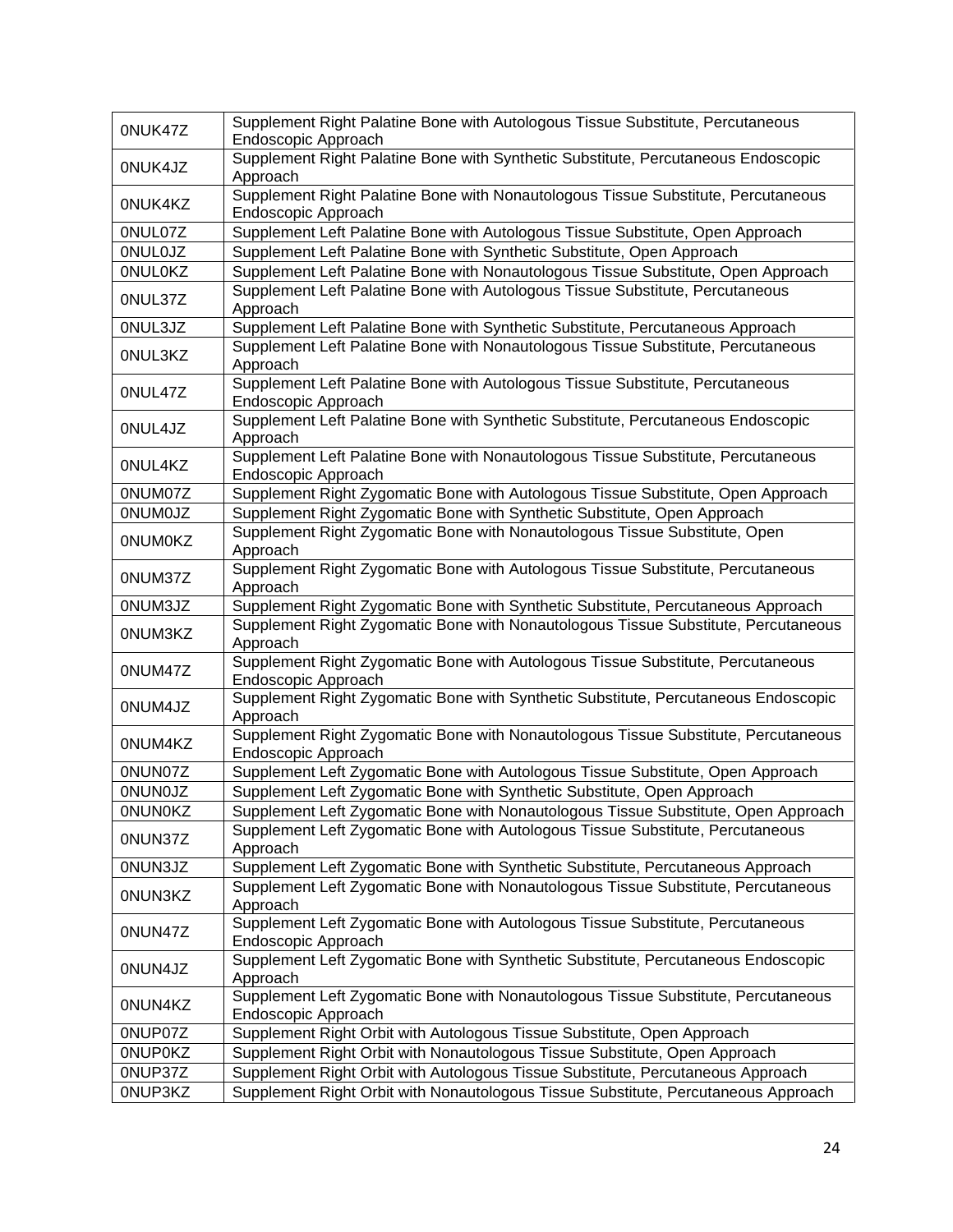| 0NUK47Z | Supplement Right Palatine Bone with Autologous Tissue Substitute, Percutaneous Endoscopic Approach |
|---|---|
| 0NUK4JZ | Supplement Right Palatine Bone with Synthetic Substitute, Percutaneous Endoscopic Approach |
| 0NUK4KZ | Supplement Right Palatine Bone with Nonautologous Tissue Substitute, Percutaneous Endoscopic Approach |
| 0NUL07Z | Supplement Left Palatine Bone with Autologous Tissue Substitute, Open Approach |
| 0NUL0JZ | Supplement Left Palatine Bone with Synthetic Substitute, Open Approach |
| 0NUL0KZ | Supplement Left Palatine Bone with Nonautologous Tissue Substitute, Open Approach |
| 0NUL37Z | Supplement Left Palatine Bone with Autologous Tissue Substitute, Percutaneous Approach |
| 0NUL3JZ | Supplement Left Palatine Bone with Synthetic Substitute, Percutaneous Approach |
| 0NUL3KZ | Supplement Left Palatine Bone with Nonautologous Tissue Substitute, Percutaneous Approach |
| 0NUL47Z | Supplement Left Palatine Bone with Autologous Tissue Substitute, Percutaneous Endoscopic Approach |
| 0NUL4JZ | Supplement Left Palatine Bone with Synthetic Substitute, Percutaneous Endoscopic Approach |
| 0NUL4KZ | Supplement Left Palatine Bone with Nonautologous Tissue Substitute, Percutaneous Endoscopic Approach |
| 0NUM07Z | Supplement Right Zygomatic Bone with Autologous Tissue Substitute, Open Approach |
| 0NUM0JZ | Supplement Right Zygomatic Bone with Synthetic Substitute, Open Approach |
| 0NUM0KZ | Supplement Right Zygomatic Bone with Nonautologous Tissue Substitute, Open Approach |
| 0NUM37Z | Supplement Right Zygomatic Bone with Autologous Tissue Substitute, Percutaneous Approach |
| 0NUM3JZ | Supplement Right Zygomatic Bone with Synthetic Substitute, Percutaneous Approach |
| 0NUM3KZ | Supplement Right Zygomatic Bone with Nonautologous Tissue Substitute, Percutaneous Approach |
| 0NUM47Z | Supplement Right Zygomatic Bone with Autologous Tissue Substitute, Percutaneous Endoscopic Approach |
| 0NUM4JZ | Supplement Right Zygomatic Bone with Synthetic Substitute, Percutaneous Endoscopic Approach |
| 0NUM4KZ | Supplement Right Zygomatic Bone with Nonautologous Tissue Substitute, Percutaneous Endoscopic Approach |
| 0NUN07Z | Supplement Left Zygomatic Bone with Autologous Tissue Substitute, Open Approach |
| 0NUN0JZ | Supplement Left Zygomatic Bone with Synthetic Substitute, Open Approach |
| 0NUN0KZ | Supplement Left Zygomatic Bone with Nonautologous Tissue Substitute, Open Approach |
| 0NUN37Z | Supplement Left Zygomatic Bone with Autologous Tissue Substitute, Percutaneous Approach |
| 0NUN3JZ | Supplement Left Zygomatic Bone with Synthetic Substitute, Percutaneous Approach |
| 0NUN3KZ | Supplement Left Zygomatic Bone with Nonautologous Tissue Substitute, Percutaneous Approach |
| 0NUN47Z | Supplement Left Zygomatic Bone with Autologous Tissue Substitute, Percutaneous Endoscopic Approach |
| 0NUN4JZ | Supplement Left Zygomatic Bone with Synthetic Substitute, Percutaneous Endoscopic Approach |
| 0NUN4KZ | Supplement Left Zygomatic Bone with Nonautologous Tissue Substitute, Percutaneous Endoscopic Approach |
| 0NUP07Z | Supplement Right Orbit with Autologous Tissue Substitute, Open Approach |
| 0NUP0KZ | Supplement Right Orbit with Nonautologous Tissue Substitute, Open Approach |
| 0NUP37Z | Supplement Right Orbit with Autologous Tissue Substitute, Percutaneous Approach |
| 0NUP3KZ | Supplement Right Orbit with Nonautologous Tissue Substitute, Percutaneous Approach |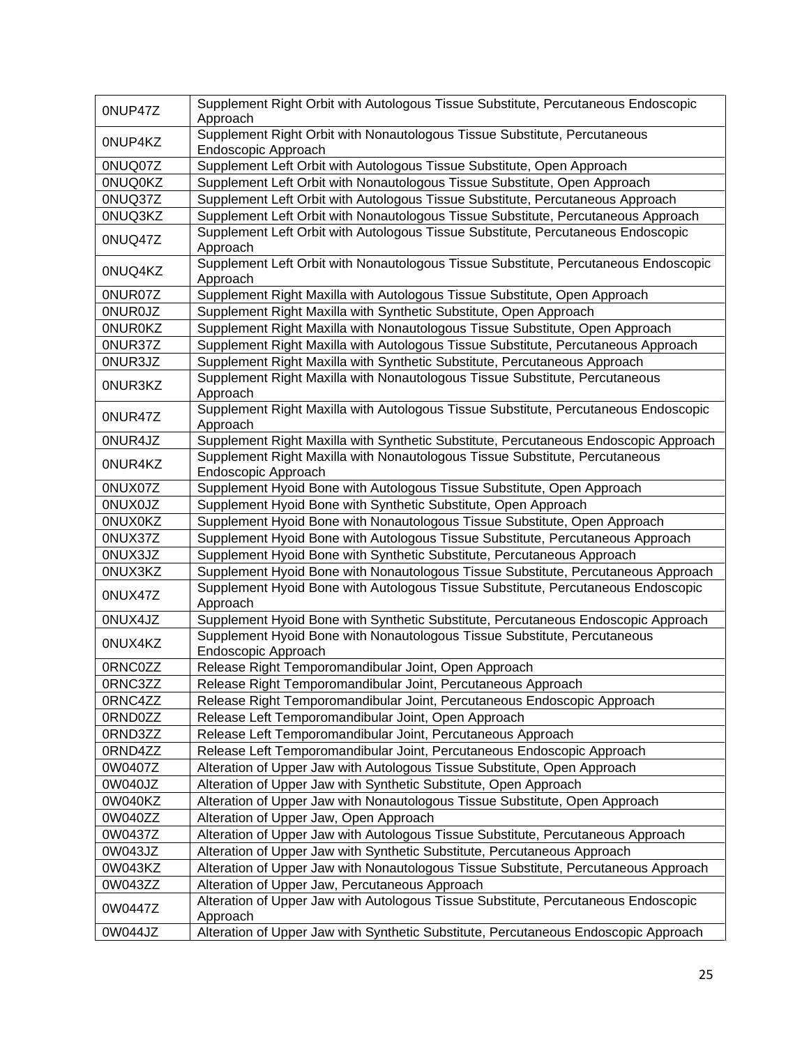| | |
|---|---|
| 0NUP47Z | Supplement Right Orbit with Autologous Tissue Substitute, Percutaneous Endoscopic Approach |
| 0NUP4KZ | Supplement Right Orbit with Nonautologous Tissue Substitute, Percutaneous Endoscopic Approach |
| 0NUQ07Z | Supplement Left Orbit with Autologous Tissue Substitute, Open Approach |
| 0NUQ0KZ | Supplement Left Orbit with Nonautologous Tissue Substitute, Open Approach |
| 0NUQ37Z | Supplement Left Orbit with Autologous Tissue Substitute, Percutaneous Approach |
| 0NUQ3KZ | Supplement Left Orbit with Nonautologous Tissue Substitute, Percutaneous Approach |
| 0NUQ47Z | Supplement Left Orbit with Autologous Tissue Substitute, Percutaneous Endoscopic Approach |
| 0NUQ4KZ | Supplement Left Orbit with Nonautologous Tissue Substitute, Percutaneous Endoscopic Approach |
| 0NUR07Z | Supplement Right Maxilla with Autologous Tissue Substitute, Open Approach |
| 0NUR0JZ | Supplement Right Maxilla with Synthetic Substitute, Open Approach |
| 0NUR0KZ | Supplement Right Maxilla with Nonautologous Tissue Substitute, Open Approach |
| 0NUR37Z | Supplement Right Maxilla with Autologous Tissue Substitute, Percutaneous Approach |
| 0NUR3JZ | Supplement Right Maxilla with Synthetic Substitute, Percutaneous Approach |
| 0NUR3KZ | Supplement Right Maxilla with Nonautologous Tissue Substitute, Percutaneous Approach |
| 0NUR47Z | Supplement Right Maxilla with Autologous Tissue Substitute, Percutaneous Endoscopic Approach |
| 0NUR4JZ | Supplement Right Maxilla with Synthetic Substitute, Percutaneous Endoscopic Approach |
| 0NUR4KZ | Supplement Right Maxilla with Nonautologous Tissue Substitute, Percutaneous Endoscopic Approach |
| 0NUX07Z | Supplement Hyoid Bone with Autologous Tissue Substitute, Open Approach |
| 0NUX0JZ | Supplement Hyoid Bone with Synthetic Substitute, Open Approach |
| 0NUX0KZ | Supplement Hyoid Bone with Nonautologous Tissue Substitute, Open Approach |
| 0NUX37Z | Supplement Hyoid Bone with Autologous Tissue Substitute, Percutaneous Approach |
| 0NUX3JZ | Supplement Hyoid Bone with Synthetic Substitute, Percutaneous Approach |
| 0NUX3KZ | Supplement Hyoid Bone with Nonautologous Tissue Substitute, Percutaneous Approach |
| 0NUX47Z | Supplement Hyoid Bone with Autologous Tissue Substitute, Percutaneous Endoscopic Approach |
| 0NUX4JZ | Supplement Hyoid Bone with Synthetic Substitute, Percutaneous Endoscopic Approach |
| 0NUX4KZ | Supplement Hyoid Bone with Nonautologous Tissue Substitute, Percutaneous Endoscopic Approach |
| 0RNC0ZZ | Release Right Temporomandibular Joint, Open Approach |
| 0RNC3ZZ | Release Right Temporomandibular Joint, Percutaneous Approach |
| 0RNC4ZZ | Release Right Temporomandibular Joint, Percutaneous Endoscopic Approach |
| 0RND0ZZ | Release Left Temporomandibular Joint, Open Approach |
| 0RND3ZZ | Release Left Temporomandibular Joint, Percutaneous Approach |
| 0RND4ZZ | Release Left Temporomandibular Joint, Percutaneous Endoscopic Approach |
| 0W0407Z | Alteration of Upper Jaw with Autologous Tissue Substitute, Open Approach |
| 0W040JZ | Alteration of Upper Jaw with Synthetic Substitute, Open Approach |
| 0W040KZ | Alteration of Upper Jaw with Nonautologous Tissue Substitute, Open Approach |
| 0W040ZZ | Alteration of Upper Jaw, Open Approach |
| 0W0437Z | Alteration of Upper Jaw with Autologous Tissue Substitute, Percutaneous Approach |
| 0W043JZ | Alteration of Upper Jaw with Synthetic Substitute, Percutaneous Approach |
| 0W043KZ | Alteration of Upper Jaw with Nonautologous Tissue Substitute, Percutaneous Approach |
| 0W043ZZ | Alteration of Upper Jaw, Percutaneous Approach |
| 0W0447Z | Alteration of Upper Jaw with Autologous Tissue Substitute, Percutaneous Endoscopic Approach |
| 0W044JZ | Alteration of Upper Jaw with Synthetic Substitute, Percutaneous Endoscopic Approach |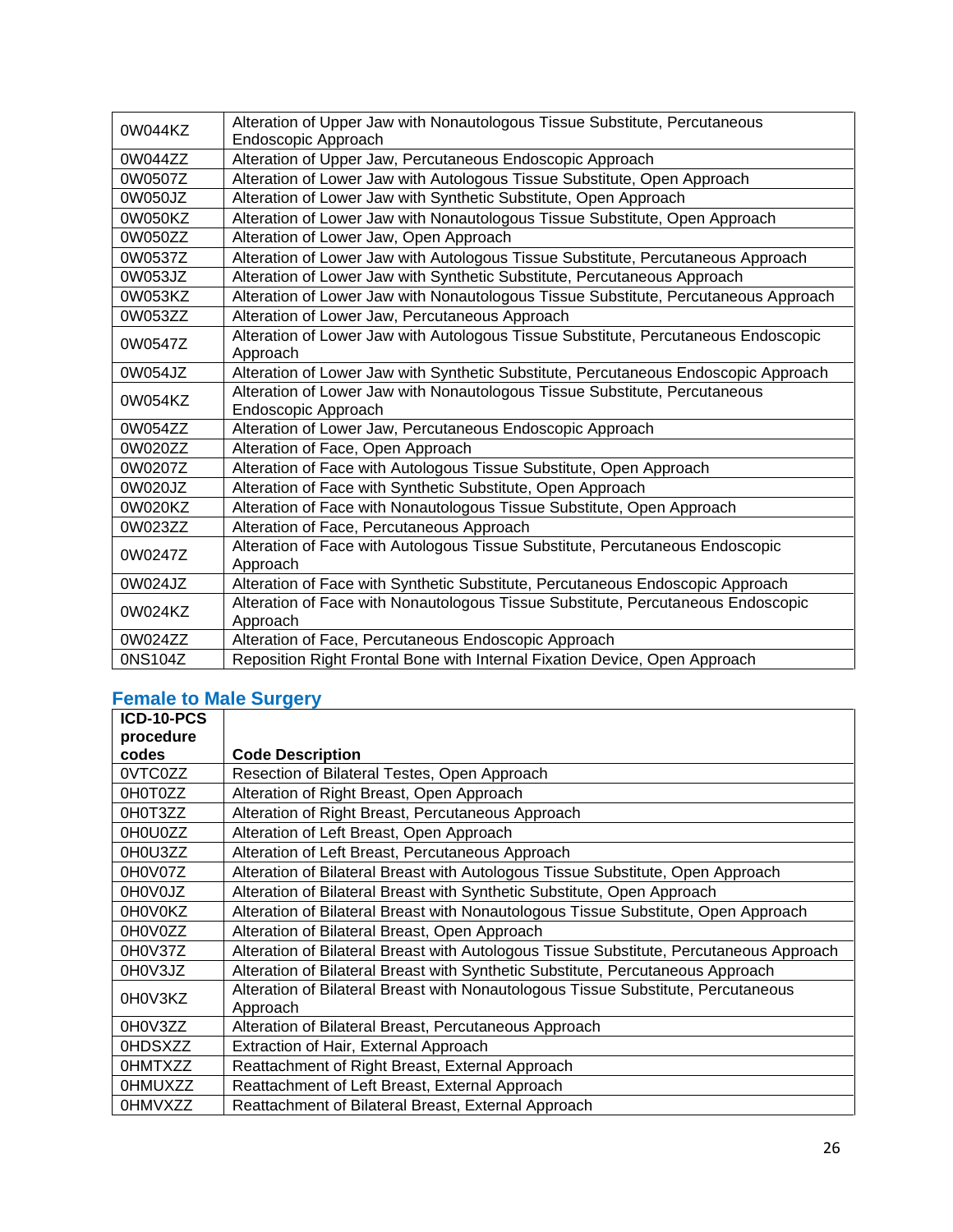| | |
|---|---|
| 0W044KZ | Alteration of Upper Jaw with Nonautologous Tissue Substitute, Percutaneous Endoscopic Approach |
| 0W044ZZ | Alteration of Upper Jaw, Percutaneous Endoscopic Approach |
| 0W0507Z | Alteration of Lower Jaw with Autologous Tissue Substitute, Open Approach |
| 0W050JZ | Alteration of Lower Jaw with Synthetic Substitute, Open Approach |
| 0W050KZ | Alteration of Lower Jaw with Nonautologous Tissue Substitute, Open Approach |
| 0W050ZZ | Alteration of Lower Jaw, Open Approach |
| 0W0537Z | Alteration of Lower Jaw with Autologous Tissue Substitute, Percutaneous Approach |
| 0W053JZ | Alteration of Lower Jaw with Synthetic Substitute, Percutaneous Approach |
| 0W053KZ | Alteration of Lower Jaw with Nonautologous Tissue Substitute, Percutaneous Approach |
| 0W053ZZ | Alteration of Lower Jaw, Percutaneous Approach |
| 0W0547Z | Alteration of Lower Jaw with Autologous Tissue Substitute, Percutaneous Endoscopic Approach |
| 0W054JZ | Alteration of Lower Jaw with Synthetic Substitute, Percutaneous Endoscopic Approach |
| 0W054KZ | Alteration of Lower Jaw with Nonautologous Tissue Substitute, Percutaneous Endoscopic Approach |
| 0W054ZZ | Alteration of Lower Jaw, Percutaneous Endoscopic Approach |
| 0W020ZZ | Alteration of Face, Open Approach |
| 0W0207Z | Alteration of Face with Autologous Tissue Substitute, Open Approach |
| 0W020JZ | Alteration of Face with Synthetic Substitute, Open Approach |
| 0W020KZ | Alteration of Face with Nonautologous Tissue Substitute, Open Approach |
| 0W023ZZ | Alteration of Face, Percutaneous Approach |
| 0W0247Z | Alteration of Face with Autologous Tissue Substitute, Percutaneous Endoscopic Approach |
| 0W024JZ | Alteration of Face with Synthetic Substitute, Percutaneous Endoscopic Approach |
| 0W024KZ | Alteration of Face with Nonautologous Tissue Substitute, Percutaneous Endoscopic Approach |
| 0W024ZZ | Alteration of Face, Percutaneous Endoscopic Approach |
| 0NS104Z | Reposition Right Frontal Bone with Internal Fixation Device, Open Approach |

## Female to Male Surgery

| ICD-10-PCS procedure codes | Code Description |
|---|---|
| 0VTC0ZZ | Resection of Bilateral Testes, Open Approach |
| 0H0T0ZZ | Alteration of Right Breast, Open Approach |
| 0H0T3ZZ | Alteration of Right Breast, Percutaneous Approach |
| 0H0U0ZZ | Alteration of Left Breast, Open Approach |
| 0H0U3ZZ | Alteration of Left Breast, Percutaneous Approach |
| 0H0V07Z | Alteration of Bilateral Breast with Autologous Tissue Substitute, Open Approach |
| 0H0V0JZ | Alteration of Bilateral Breast with Synthetic Substitute, Open Approach |
| 0H0V0KZ | Alteration of Bilateral Breast with Nonautologous Tissue Substitute, Open Approach |
| 0H0V0ZZ | Alteration of Bilateral Breast, Open Approach |
| 0H0V37Z | Alteration of Bilateral Breast with Autologous Tissue Substitute, Percutaneous Approach |
| 0H0V3JZ | Alteration of Bilateral Breast with Synthetic Substitute, Percutaneous Approach |
| 0H0V3KZ | Alteration of Bilateral Breast with Nonautologous Tissue Substitute, Percutaneous Approach |
| 0H0V3ZZ | Alteration of Bilateral Breast, Percutaneous Approach |
| 0HDSXZZ | Extraction of Hair, External Approach |
| 0HMTXZZ | Reattachment of Right Breast, External Approach |
| 0HMUXZZ | Reattachment of Left Breast, External Approach |
| 0HMVXZZ | Reattachment of Bilateral Breast, External Approach |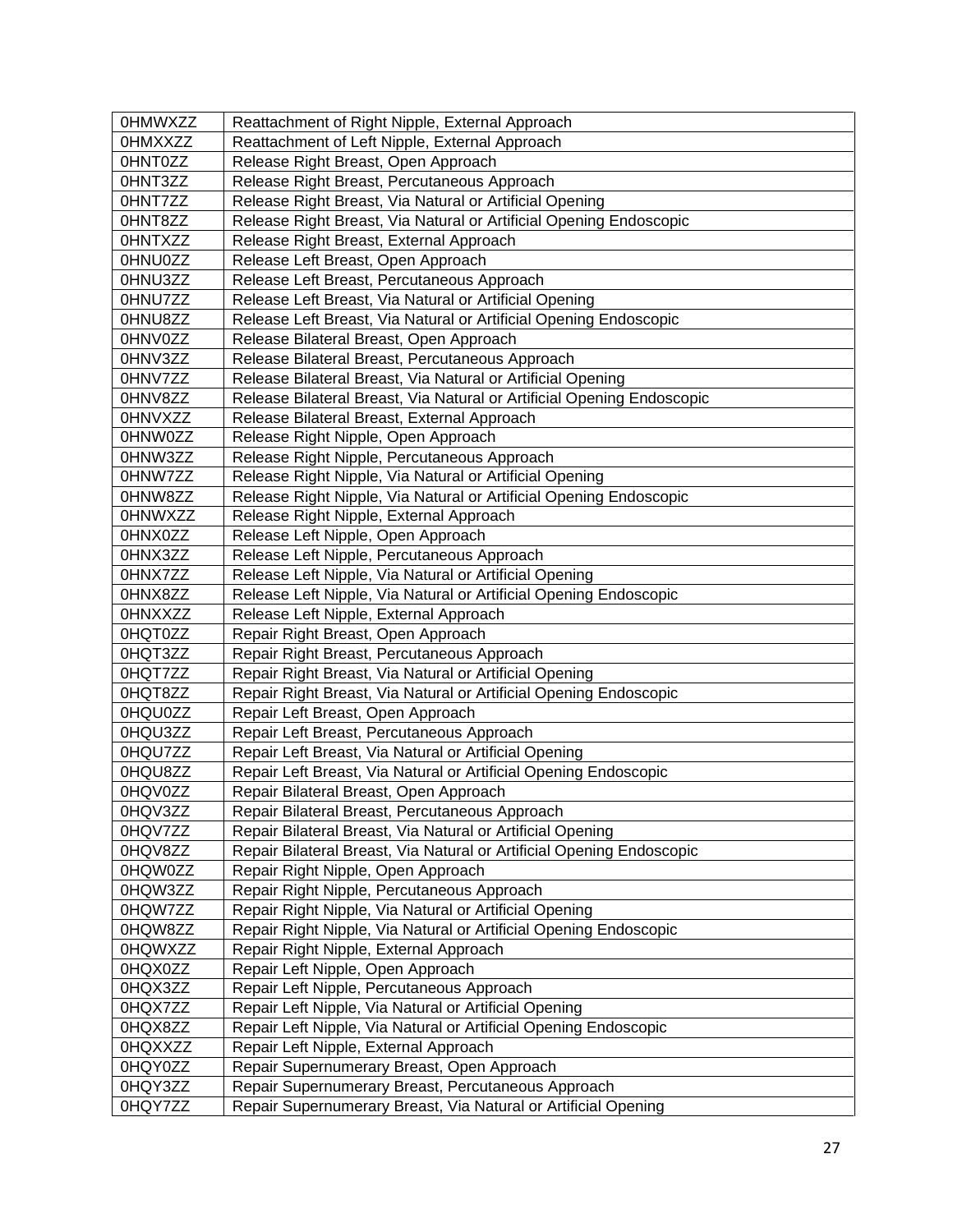| 0HMWXZZ | Reattachment of Right Nipple, External Approach |
|---|---|
| 0HMXXZZ | Reattachment of Left Nipple, External Approach |
| 0HNT0ZZ | Release Right Breast, Open Approach |
| 0HNT3ZZ | Release Right Breast, Percutaneous Approach |
| 0HNT7ZZ | Release Right Breast, Via Natural or Artificial Opening |
| 0HNT8ZZ | Release Right Breast, Via Natural or Artificial Opening Endoscopic |
| 0HNTXZZ | Release Right Breast, External Approach |
| 0HNU0ZZ | Release Left Breast, Open Approach |
| 0HNU3ZZ | Release Left Breast, Percutaneous Approach |
| 0HNU7ZZ | Release Left Breast, Via Natural or Artificial Opening |
| 0HNU8ZZ | Release Left Breast, Via Natural or Artificial Opening Endoscopic |
| 0HNV0ZZ | Release Bilateral Breast, Open Approach |
| 0HNV3ZZ | Release Bilateral Breast, Percutaneous Approach |
| 0HNV7ZZ | Release Bilateral Breast, Via Natural or Artificial Opening |
| 0HNV8ZZ | Release Bilateral Breast, Via Natural or Artificial Opening Endoscopic |
| 0HNVXZZ | Release Bilateral Breast, External Approach |
| 0HNW0ZZ | Release Right Nipple, Open Approach |
| 0HNW3ZZ | Release Right Nipple, Percutaneous Approach |
| 0HNW7ZZ | Release Right Nipple, Via Natural or Artificial Opening |
| 0HNW8ZZ | Release Right Nipple, Via Natural or Artificial Opening Endoscopic |
| 0HNWXZZ | Release Right Nipple, External Approach |
| 0HNX0ZZ | Release Left Nipple, Open Approach |
| 0HNX3ZZ | Release Left Nipple, Percutaneous Approach |
| 0HNX7ZZ | Release Left Nipple, Via Natural or Artificial Opening |
| 0HNX8ZZ | Release Left Nipple, Via Natural or Artificial Opening Endoscopic |
| 0HNXXZZ | Release Left Nipple, External Approach |
| 0HQT0ZZ | Repair Right Breast, Open Approach |
| 0HQT3ZZ | Repair Right Breast, Percutaneous Approach |
| 0HQT7ZZ | Repair Right Breast, Via Natural or Artificial Opening |
| 0HQT8ZZ | Repair Right Breast, Via Natural or Artificial Opening Endoscopic |
| 0HQU0ZZ | Repair Left Breast, Open Approach |
| 0HQU3ZZ | Repair Left Breast, Percutaneous Approach |
| 0HQU7ZZ | Repair Left Breast, Via Natural or Artificial Opening |
| 0HQU8ZZ | Repair Left Breast, Via Natural or Artificial Opening Endoscopic |
| 0HQV0ZZ | Repair Bilateral Breast, Open Approach |
| 0HQV3ZZ | Repair Bilateral Breast, Percutaneous Approach |
| 0HQV7ZZ | Repair Bilateral Breast, Via Natural or Artificial Opening |
| 0HQV8ZZ | Repair Bilateral Breast, Via Natural or Artificial Opening Endoscopic |
| 0HQW0ZZ | Repair Right Nipple, Open Approach |
| 0HQW3ZZ | Repair Right Nipple, Percutaneous Approach |
| 0HQW7ZZ | Repair Right Nipple, Via Natural or Artificial Opening |
| 0HQW8ZZ | Repair Right Nipple, Via Natural or Artificial Opening Endoscopic |
| 0HQWXZZ | Repair Right Nipple, External Approach |
| 0HQX0ZZ | Repair Left Nipple, Open Approach |
| 0HQX3ZZ | Repair Left Nipple, Percutaneous Approach |
| 0HQX7ZZ | Repair Left Nipple, Via Natural or Artificial Opening |
| 0HQX8ZZ | Repair Left Nipple, Via Natural or Artificial Opening Endoscopic |
| 0HQXXZZ | Repair Left Nipple, External Approach |
| 0HQY0ZZ | Repair Supernumerary Breast, Open Approach |
| 0HQY3ZZ | Repair Supernumerary Breast, Percutaneous Approach |
| 0HQY7ZZ | Repair Supernumerary Breast, Via Natural or Artificial Opening |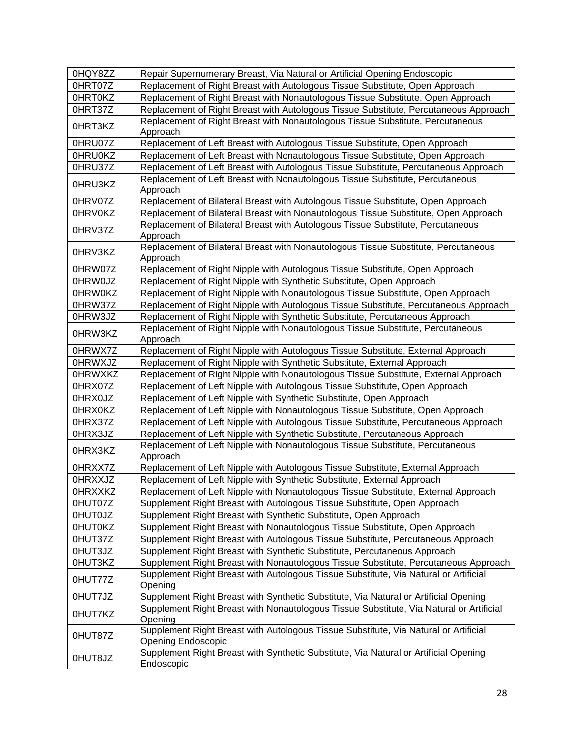| 0HQY8ZZ | Repair Supernumerary Breast, Via Natural or Artificial Opening Endoscopic |
|---|---|
| 0HRT07Z | Replacement of Right Breast with Autologous Tissue Substitute, Open Approach |
| 0HRT0KZ | Replacement of Right Breast with Nonautologous Tissue Substitute, Open Approach |
| 0HRT37Z | Replacement of Right Breast with Autologous Tissue Substitute, Percutaneous Approach |
| 0HRT3KZ | Replacement of Right Breast with Nonautologous Tissue Substitute, Percutaneous Approach |
| 0HRU07Z | Replacement of Left Breast with Autologous Tissue Substitute, Open Approach |
| 0HRU0KZ | Replacement of Left Breast with Nonautologous Tissue Substitute, Open Approach |
| 0HRU37Z | Replacement of Left Breast with Autologous Tissue Substitute, Percutaneous Approach |
| 0HRU3KZ | Replacement of Left Breast with Nonautologous Tissue Substitute, Percutaneous Approach |
| 0HRV07Z | Replacement of Bilateral Breast with Autologous Tissue Substitute, Open Approach |
| 0HRV0KZ | Replacement of Bilateral Breast with Nonautologous Tissue Substitute, Open Approach |
| 0HRV37Z | Replacement of Bilateral Breast with Autologous Tissue Substitute, Percutaneous Approach |
| 0HRV3KZ | Replacement of Bilateral Breast with Nonautologous Tissue Substitute, Percutaneous Approach |
| 0HRW07Z | Replacement of Right Nipple with Autologous Tissue Substitute, Open Approach |
| 0HRW0JZ | Replacement of Right Nipple with Synthetic Substitute, Open Approach |
| 0HRW0KZ | Replacement of Right Nipple with Nonautologous Tissue Substitute, Open Approach |
| 0HRW37Z | Replacement of Right Nipple with Autologous Tissue Substitute, Percutaneous Approach |
| 0HRW3JZ | Replacement of Right Nipple with Synthetic Substitute, Percutaneous Approach |
| 0HRW3KZ | Replacement of Right Nipple with Nonautologous Tissue Substitute, Percutaneous Approach |
| 0HRWX7Z | Replacement of Right Nipple with Autologous Tissue Substitute, External Approach |
| 0HRWXJZ | Replacement of Right Nipple with Synthetic Substitute, External Approach |
| 0HRWXKZ | Replacement of Right Nipple with Nonautologous Tissue Substitute, External Approach |
| 0HRX07Z | Replacement of Left Nipple with Autologous Tissue Substitute, Open Approach |
| 0HRX0JZ | Replacement of Left Nipple with Synthetic Substitute, Open Approach |
| 0HRX0KZ | Replacement of Left Nipple with Nonautologous Tissue Substitute, Open Approach |
| 0HRX37Z | Replacement of Left Nipple with Autologous Tissue Substitute, Percutaneous Approach |
| 0HRX3JZ | Replacement of Left Nipple with Synthetic Substitute, Percutaneous Approach |
| 0HRX3KZ | Replacement of Left Nipple with Nonautologous Tissue Substitute, Percutaneous Approach |
| 0HRXX7Z | Replacement of Left Nipple with Autologous Tissue Substitute, External Approach |
| 0HRXXJZ | Replacement of Left Nipple with Synthetic Substitute, External Approach |
| 0HRXXKZ | Replacement of Left Nipple with Nonautologous Tissue Substitute, External Approach |
| 0HUT07Z | Supplement Right Breast with Autologous Tissue Substitute, Open Approach |
| 0HUT0JZ | Supplement Right Breast with Synthetic Substitute, Open Approach |
| 0HUT0KZ | Supplement Right Breast with Nonautologous Tissue Substitute, Open Approach |
| 0HUT37Z | Supplement Right Breast with Autologous Tissue Substitute, Percutaneous Approach |
| 0HUT3JZ | Supplement Right Breast with Synthetic Substitute, Percutaneous Approach |
| 0HUT3KZ | Supplement Right Breast with Nonautologous Tissue Substitute, Percutaneous Approach |
| 0HUT77Z | Supplement Right Breast with Autologous Tissue Substitute, Via Natural or Artificial Opening |
| 0HUT7JZ | Supplement Right Breast with Synthetic Substitute, Via Natural or Artificial Opening |
| 0HUT7KZ | Supplement Right Breast with Nonautologous Tissue Substitute, Via Natural or Artificial Opening |
| 0HUT87Z | Supplement Right Breast with Autologous Tissue Substitute, Via Natural or Artificial Opening Endoscopic |
| 0HUT8JZ | Supplement Right Breast with Synthetic Substitute, Via Natural or Artificial Opening Endoscopic |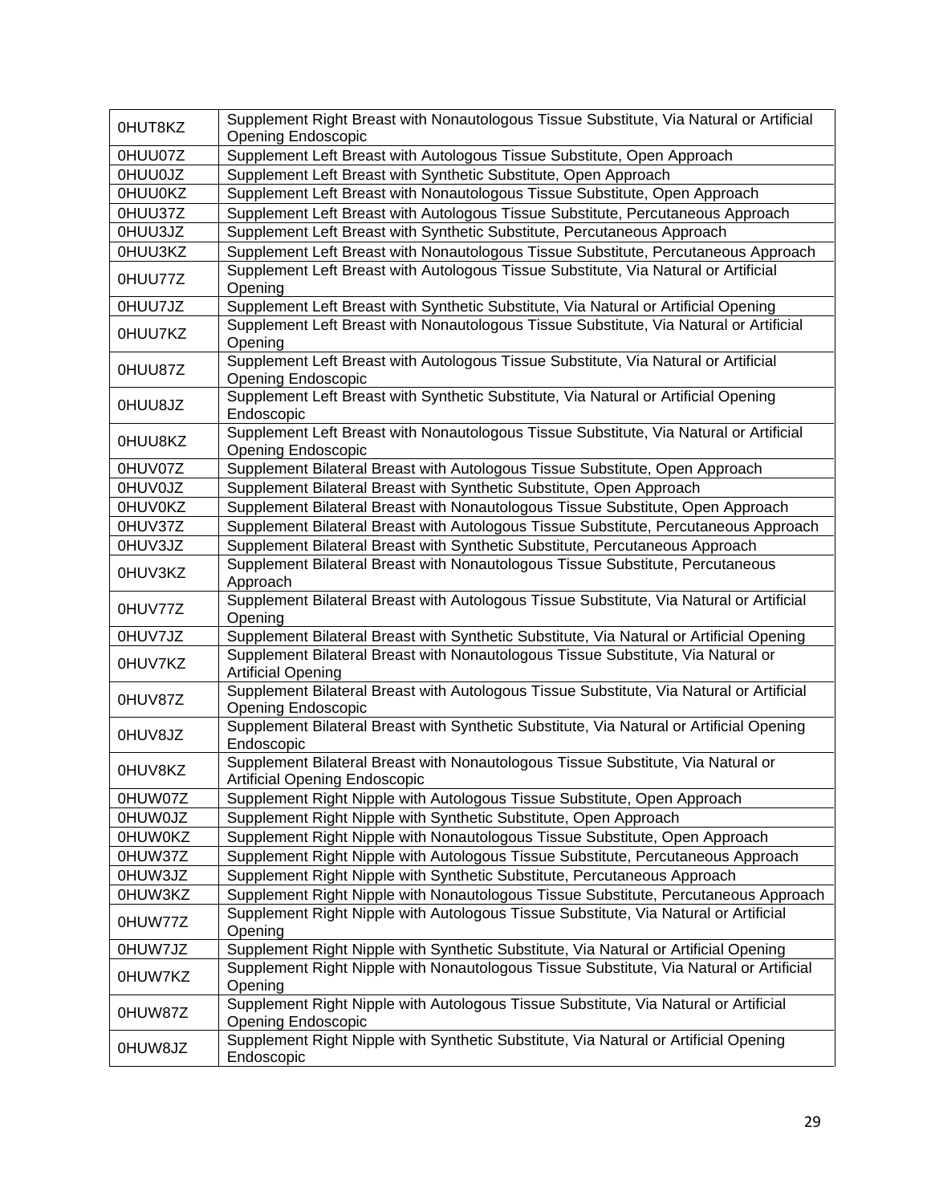| | |
|---|---|
| 0HUT8KZ | Supplement Right Breast with Nonautologous Tissue Substitute, Via Natural or Artificial Opening Endoscopic |
| 0HUU07Z | Supplement Left Breast with Autologous Tissue Substitute, Open Approach |
| 0HUU0JZ | Supplement Left Breast with Synthetic Substitute, Open Approach |
| 0HUU0KZ | Supplement Left Breast with Nonautologous Tissue Substitute, Open Approach |
| 0HUU37Z | Supplement Left Breast with Autologous Tissue Substitute, Percutaneous Approach |
| 0HUU3JZ | Supplement Left Breast with Synthetic Substitute, Percutaneous Approach |
| 0HUU3KZ | Supplement Left Breast with Nonautologous Tissue Substitute, Percutaneous Approach |
| 0HUU77Z | Supplement Left Breast with Autologous Tissue Substitute, Via Natural or Artificial Opening |
| 0HUU7JZ | Supplement Left Breast with Synthetic Substitute, Via Natural or Artificial Opening |
| 0HUU7KZ | Supplement Left Breast with Nonautologous Tissue Substitute, Via Natural or Artificial Opening |
| 0HUU87Z | Supplement Left Breast with Autologous Tissue Substitute, Via Natural or Artificial Opening Endoscopic |
| 0HUU8JZ | Supplement Left Breast with Synthetic Substitute, Via Natural or Artificial Opening Endoscopic |
| 0HUU8KZ | Supplement Left Breast with Nonautologous Tissue Substitute, Via Natural or Artificial Opening Endoscopic |
| 0HUV07Z | Supplement Bilateral Breast with Autologous Tissue Substitute, Open Approach |
| 0HUV0JZ | Supplement Bilateral Breast with Synthetic Substitute, Open Approach |
| 0HUV0KZ | Supplement Bilateral Breast with Nonautologous Tissue Substitute, Open Approach |
| 0HUV37Z | Supplement Bilateral Breast with Autologous Tissue Substitute, Percutaneous Approach |
| 0HUV3JZ | Supplement Bilateral Breast with Synthetic Substitute, Percutaneous Approach |
| 0HUV3KZ | Supplement Bilateral Breast with Nonautologous Tissue Substitute, Percutaneous Approach |
| 0HUV77Z | Supplement Bilateral Breast with Autologous Tissue Substitute, Via Natural or Artificial Opening |
| 0HUV7JZ | Supplement Bilateral Breast with Synthetic Substitute, Via Natural or Artificial Opening |
| 0HUV7KZ | Supplement Bilateral Breast with Nonautologous Tissue Substitute, Via Natural or Artificial Opening |
| 0HUV87Z | Supplement Bilateral Breast with Autologous Tissue Substitute, Via Natural or Artificial Opening Endoscopic |
| 0HUV8JZ | Supplement Bilateral Breast with Synthetic Substitute, Via Natural or Artificial Opening Endoscopic |
| 0HUV8KZ | Supplement Bilateral Breast with Nonautologous Tissue Substitute, Via Natural or Artificial Opening Endoscopic |
| 0HUW07Z | Supplement Right Nipple with Autologous Tissue Substitute, Open Approach |
| 0HUW0JZ | Supplement Right Nipple with Synthetic Substitute, Open Approach |
| 0HUW0KZ | Supplement Right Nipple with Nonautologous Tissue Substitute, Open Approach |
| 0HUW37Z | Supplement Right Nipple with Autologous Tissue Substitute, Percutaneous Approach |
| 0HUW3JZ | Supplement Right Nipple with Synthetic Substitute, Percutaneous Approach |
| 0HUW3KZ | Supplement Right Nipple with Nonautologous Tissue Substitute, Percutaneous Approach |
| 0HUW77Z | Supplement Right Nipple with Autologous Tissue Substitute, Via Natural or Artificial Opening |
| 0HUW7JZ | Supplement Right Nipple with Synthetic Substitute, Via Natural or Artificial Opening |
| 0HUW7KZ | Supplement Right Nipple with Nonautologous Tissue Substitute, Via Natural or Artificial Opening |
| 0HUW87Z | Supplement Right Nipple with Autologous Tissue Substitute, Via Natural or Artificial Opening Endoscopic |
| 0HUW8JZ | Supplement Right Nipple with Synthetic Substitute, Via Natural or Artificial Opening Endoscopic |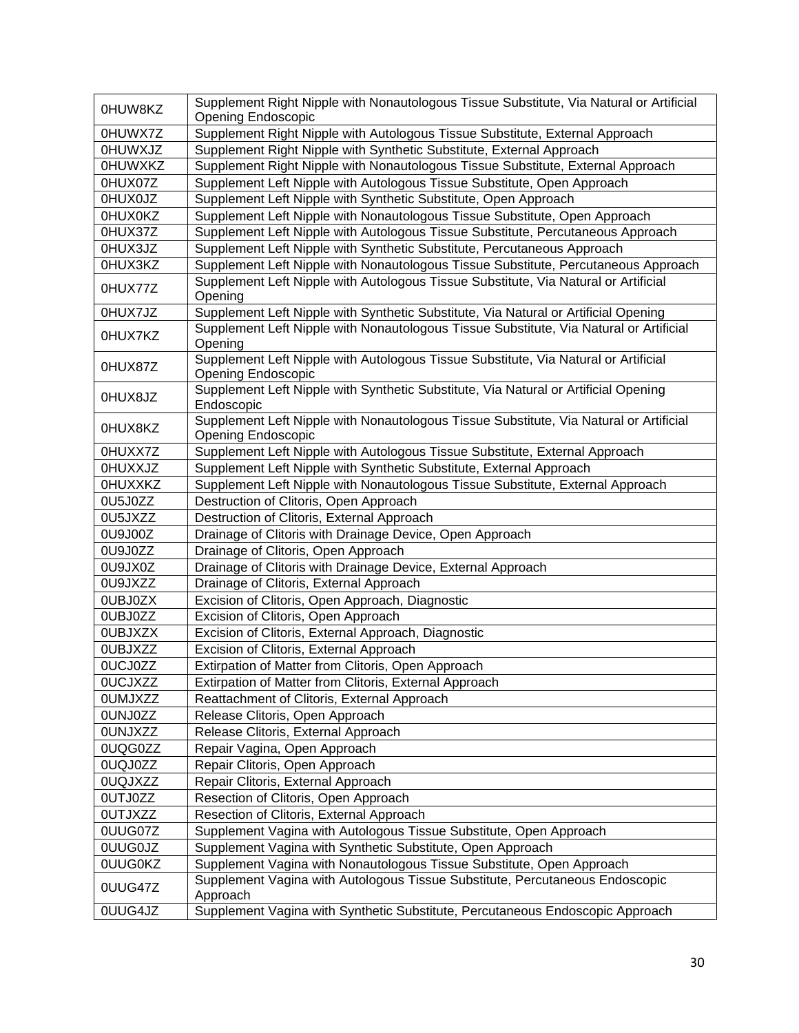| | |
|---|---|
| 0HUW8KZ | Supplement Right Nipple with Nonautologous Tissue Substitute, Via Natural or Artificial Opening Endoscopic |
| 0HUWX7Z | Supplement Right Nipple with Autologous Tissue Substitute, External Approach |
| 0HUWXJZ | Supplement Right Nipple with Synthetic Substitute, External Approach |
| 0HUWXKZ | Supplement Right Nipple with Nonautologous Tissue Substitute, External Approach |
| 0HUX07Z | Supplement Left Nipple with Autologous Tissue Substitute, Open Approach |
| 0HUX0JZ | Supplement Left Nipple with Synthetic Substitute, Open Approach |
| 0HUX0KZ | Supplement Left Nipple with Nonautologous Tissue Substitute, Open Approach |
| 0HUX37Z | Supplement Left Nipple with Autologous Tissue Substitute, Percutaneous Approach |
| 0HUX3JZ | Supplement Left Nipple with Synthetic Substitute, Percutaneous Approach |
| 0HUX3KZ | Supplement Left Nipple with Nonautologous Tissue Substitute, Percutaneous Approach |
| 0HUX77Z | Supplement Left Nipple with Autologous Tissue Substitute, Via Natural or Artificial Opening |
| 0HUX7JZ | Supplement Left Nipple with Synthetic Substitute, Via Natural or Artificial Opening |
| 0HUX7KZ | Supplement Left Nipple with Nonautologous Tissue Substitute, Via Natural or Artificial Opening |
| 0HUX87Z | Supplement Left Nipple with Autologous Tissue Substitute, Via Natural or Artificial Opening Endoscopic |
| 0HUX8JZ | Supplement Left Nipple with Synthetic Substitute, Via Natural or Artificial Opening Endoscopic |
| 0HUX8KZ | Supplement Left Nipple with Nonautologous Tissue Substitute, Via Natural or Artificial Opening Endoscopic |
| 0HUXX7Z | Supplement Left Nipple with Autologous Tissue Substitute, External Approach |
| 0HUXXJZ | Supplement Left Nipple with Synthetic Substitute, External Approach |
| 0HUXXKZ | Supplement Left Nipple with Nonautologous Tissue Substitute, External Approach |
| 0U5J0ZZ | Destruction of Clitoris, Open Approach |
| 0U5JXZZ | Destruction of Clitoris, External Approach |
| 0U9J00Z | Drainage of Clitoris with Drainage Device, Open Approach |
| 0U9J0ZZ | Drainage of Clitoris, Open Approach |
| 0U9JX0Z | Drainage of Clitoris with Drainage Device, External Approach |
| 0U9JXZZ | Drainage of Clitoris, External Approach |
| 0UBJ0ZX | Excision of Clitoris, Open Approach, Diagnostic |
| 0UBJ0ZZ | Excision of Clitoris, Open Approach |
| 0UBJXZX | Excision of Clitoris, External Approach, Diagnostic |
| 0UBJXZZ | Excision of Clitoris, External Approach |
| 0UCJ0ZZ | Extirpation of Matter from Clitoris, Open Approach |
| 0UCJXZZ | Extirpation of Matter from Clitoris, External Approach |
| 0UMJXZZ | Reattachment of Clitoris, External Approach |
| 0UNJ0ZZ | Release Clitoris, Open Approach |
| 0UNJXZZ | Release Clitoris, External Approach |
| 0UQG0ZZ | Repair Vagina, Open Approach |
| 0UQJ0ZZ | Repair Clitoris, Open Approach |
| 0UQJXZZ | Repair Clitoris, External Approach |
| 0UTJ0ZZ | Resection of Clitoris, Open Approach |
| 0UTJXZZ | Resection of Clitoris, External Approach |
| 0UUG07Z | Supplement Vagina with Autologous Tissue Substitute, Open Approach |
| 0UUG0JZ | Supplement Vagina with Synthetic Substitute, Open Approach |
| 0UUG0KZ | Supplement Vagina with Nonautologous Tissue Substitute, Open Approach |
| 0UUG47Z | Supplement Vagina with Autologous Tissue Substitute, Percutaneous Endoscopic Approach |
| 0UUG4JZ | Supplement Vagina with Synthetic Substitute, Percutaneous Endoscopic Approach |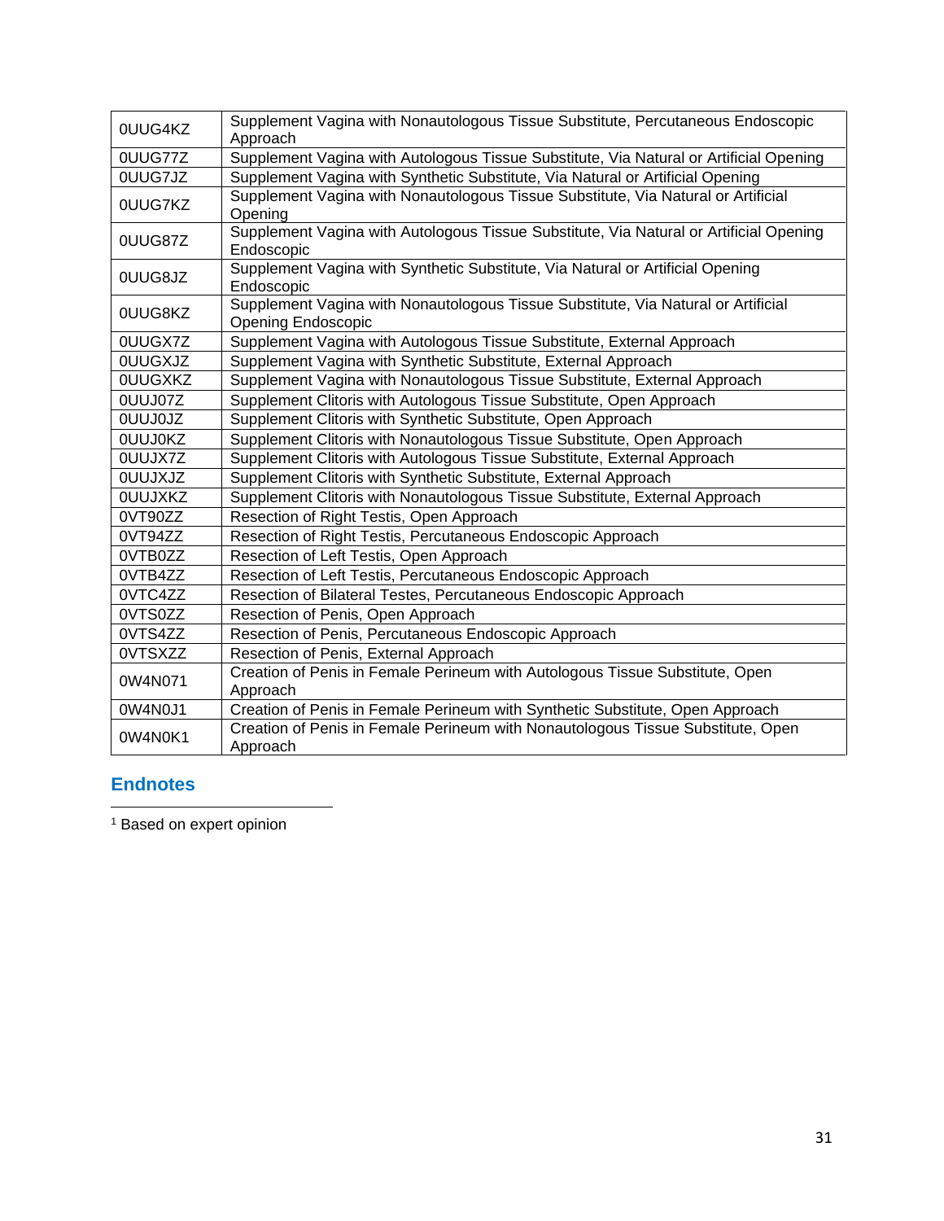| | |
|---|---|
| 0UUG4KZ | Supplement Vagina with Nonautologous Tissue Substitute, Percutaneous Endoscopic Approach |
| 0UUG77Z | Supplement Vagina with Autologous Tissue Substitute, Via Natural or Artificial Opening |
| 0UUG7JZ | Supplement Vagina with Synthetic Substitute, Via Natural or Artificial Opening |
| 0UUG7KZ | Supplement Vagina with Nonautologous Tissue Substitute, Via Natural or Artificial Opening |
| 0UUG87Z | Supplement Vagina with Autologous Tissue Substitute, Via Natural or Artificial Opening Endoscopic |
| 0UUG8JZ | Supplement Vagina with Synthetic Substitute, Via Natural or Artificial Opening Endoscopic |
| 0UUG8KZ | Supplement Vagina with Nonautologous Tissue Substitute, Via Natural or Artificial Opening Endoscopic |
| 0UUGX7Z | Supplement Vagina with Autologous Tissue Substitute, External Approach |
| 0UUGXJZ | Supplement Vagina with Synthetic Substitute, External Approach |
| 0UUGXKZ | Supplement Vagina with Nonautologous Tissue Substitute, External Approach |
| 0UUJ07Z | Supplement Clitoris with Autologous Tissue Substitute, Open Approach |
| 0UUJ0JZ | Supplement Clitoris with Synthetic Substitute, Open Approach |
| 0UUJ0KZ | Supplement Clitoris with Nonautologous Tissue Substitute, Open Approach |
| 0UUJX7Z | Supplement Clitoris with Autologous Tissue Substitute, External Approach |
| 0UUJXJZ | Supplement Clitoris with Synthetic Substitute, External Approach |
| 0UUJXKZ | Supplement Clitoris with Nonautologous Tissue Substitute, External Approach |
| 0VT90ZZ | Resection of Right Testis, Open Approach |
| 0VT94ZZ | Resection of Right Testis, Percutaneous Endoscopic Approach |
| 0VTB0ZZ | Resection of Left Testis, Open Approach |
| 0VTB4ZZ | Resection of Left Testis, Percutaneous Endoscopic Approach |
| 0VTC4ZZ | Resection of Bilateral Testes, Percutaneous Endoscopic Approach |
| 0VTS0ZZ | Resection of Penis, Open Approach |
| 0VTS4ZZ | Resection of Penis, Percutaneous Endoscopic Approach |
| 0VTSXZZ | Resection of Penis, External Approach |
| 0W4N071 | Creation of Penis in Female Perineum with Autologous Tissue Substitute, Open Approach |
| 0W4N0J1 | Creation of Penis in Female Perineum with Synthetic Substitute, Open Approach |
| 0W4N0K1 | Creation of Penis in Female Perineum with Nonautologous Tissue Substitute, Open Approach |

## Endnotes

[1] Based on expert opinion